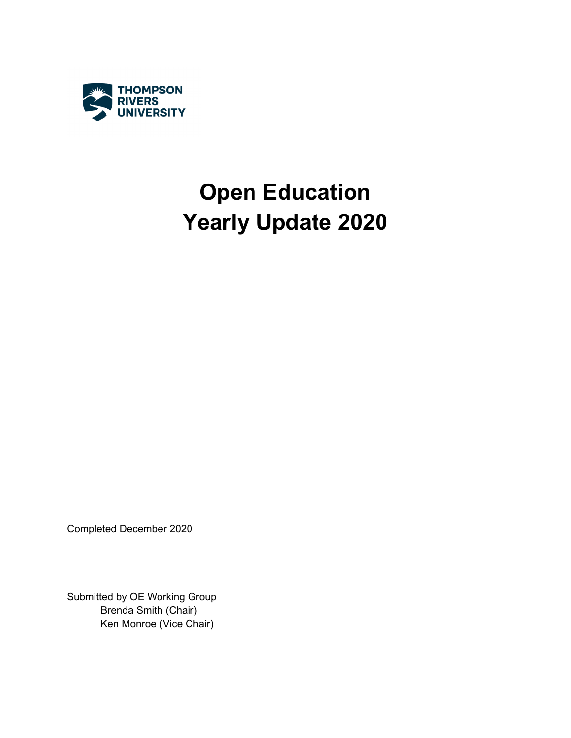THOMPSON RIVERS UNIVERSITY

# Open Education Yearly Update 2020

Completed December 2020

Submitted by OE Working Group
Brenda Smith (Chair)
Ken Monroe (Vice Chair)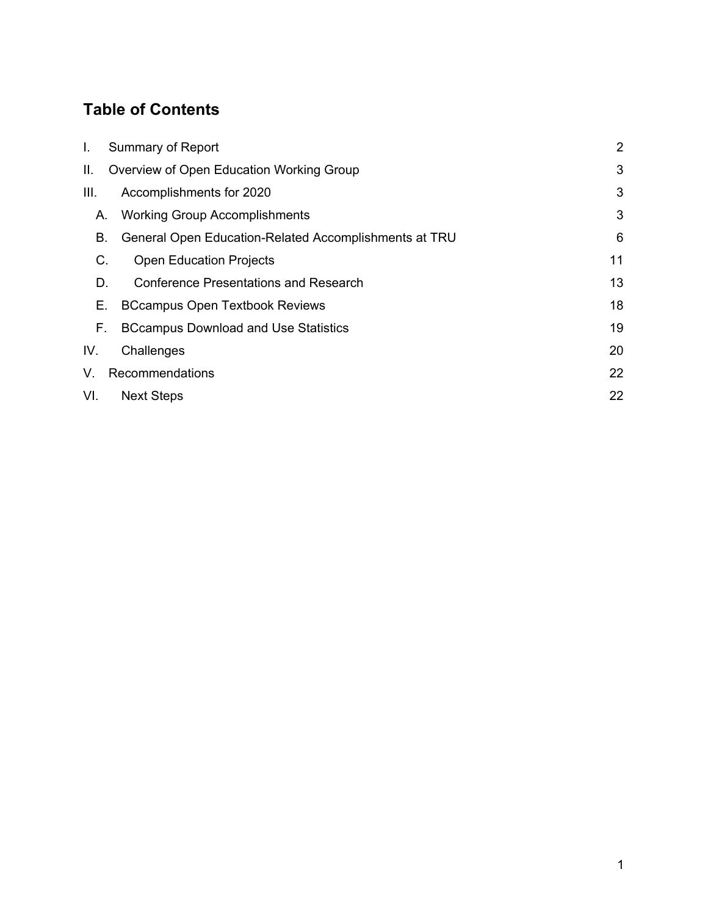## Table of Contents

| | | |
|---|---|---|
| I. | Summary of Report | 2 |
| II. | Overview of Open Education Working Group | 3 |
| III. | Accomplishments for 2020 | 3 |
| A. | Working Group Accomplishments | 3 |
| B. | General Open Education-Related Accomplishments at TRU | 6 |
| C. | Open Education Projects | 11 |
| D. | Conference Presentations and Research | 13 |
| E. | BCcampus Open Textbook Reviews | 18 |
| F. | BCcampus Download and Use Statistics | 19 |
| IV. | Challenges | 20 |
| V. | Recommendations | 22 |
| VI. | Next Steps | 22 |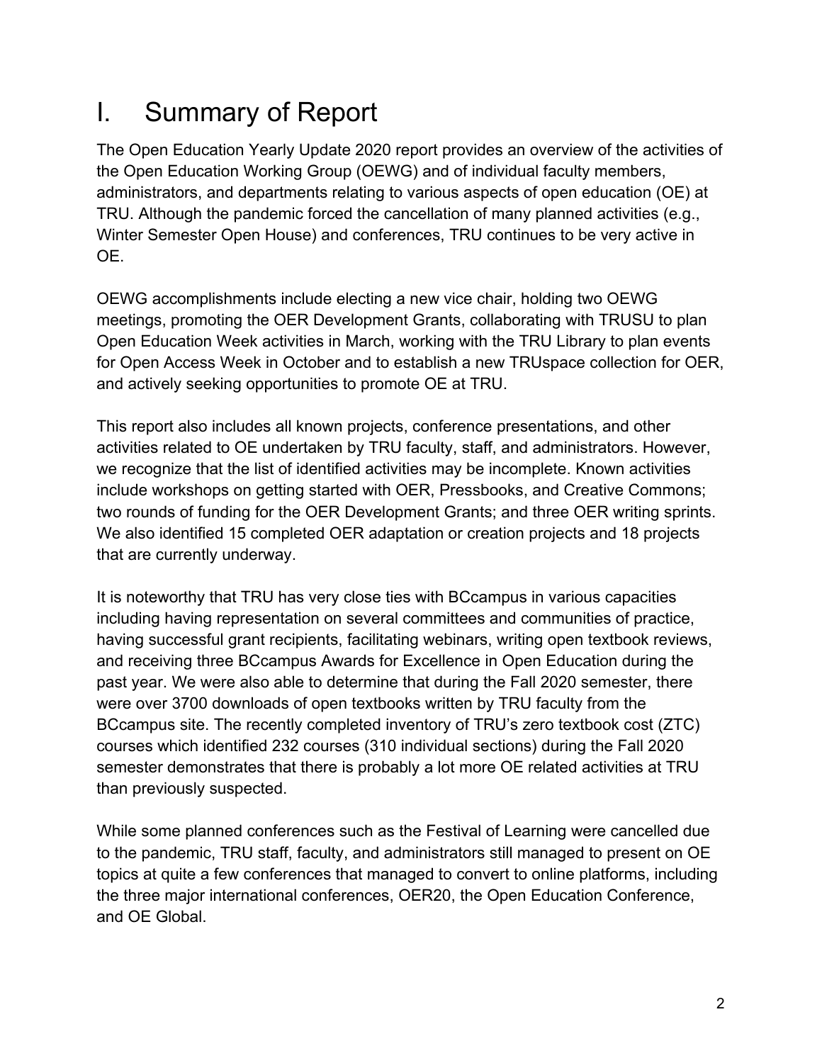# I. Summary of Report

The Open Education Yearly Update 2020 report provides an overview of the activities of the Open Education Working Group (OEWG) and of individual faculty members, administrators, and departments relating to various aspects of open education (OE) at TRU. Although the pandemic forced the cancellation of many planned activities (e.g., Winter Semester Open House) and conferences, TRU continues to be very active in OE.

OEWG accomplishments include electing a new vice chair, holding two OEWG meetings, promoting the OER Development Grants, collaborating with TRUSU to plan Open Education Week activities in March, working with the TRU Library to plan events for Open Access Week in October and to establish a new TRUspace collection for OER, and actively seeking opportunities to promote OE at TRU.

This report also includes all known projects, conference presentations, and other activities related to OE undertaken by TRU faculty, staff, and administrators. However, we recognize that the list of identified activities may be incomplete. Known activities include workshops on getting started with OER, Pressbooks, and Creative Commons; two rounds of funding for the OER Development Grants; and three OER writing sprints. We also identified 15 completed OER adaptation or creation projects and 18 projects that are currently underway.

It is noteworthy that TRU has very close ties with BCcampus in various capacities including having representation on several committees and communities of practice, having successful grant recipients, facilitating webinars, writing open textbook reviews, and receiving three BCcampus Awards for Excellence in Open Education during the past year. We were also able to determine that during the Fall 2020 semester, there were over 3700 downloads of open textbooks written by TRU faculty from the BCcampus site. The recently completed inventory of TRU's zero textbook cost (ZTC) courses which identified 232 courses (310 individual sections) during the Fall 2020 semester demonstrates that there is probably a lot more OE related activities at TRU than previously suspected.

While some planned conferences such as the Festival of Learning were cancelled due to the pandemic, TRU staff, faculty, and administrators still managed to present on OE topics at quite a few conferences that managed to convert to online platforms, including the three major international conferences, OER20, the Open Education Conference, and OE Global.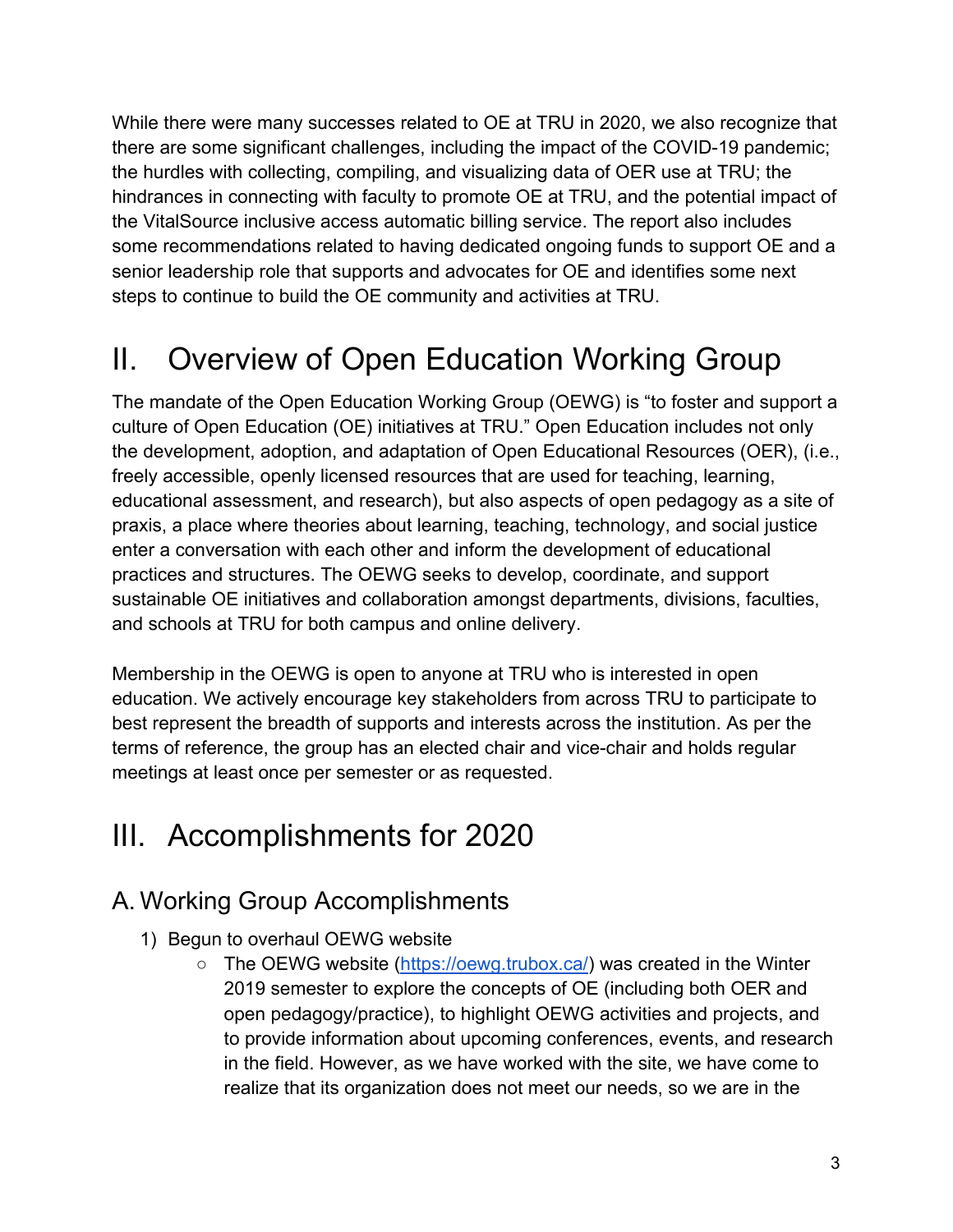While there were many successes related to OE at TRU in 2020, we also recognize that there are some significant challenges, including the impact of the COVID-19 pandemic; the hurdles with collecting, compiling, and visualizing data of OER use at TRU; the hindrances in connecting with faculty to promote OE at TRU, and the potential impact of the VitalSource inclusive access automatic billing service. The report also includes some recommendations related to having dedicated ongoing funds to support OE and a senior leadership role that supports and advocates for OE and identifies some next steps to continue to build the OE community and activities at TRU.

# II. Overview of Open Education Working Group

The mandate of the Open Education Working Group (OEWG) is "to foster and support a culture of Open Education (OE) initiatives at TRU." Open Education includes not only the development, adoption, and adaptation of Open Educational Resources (OER), (i.e., freely accessible, openly licensed resources that are used for teaching, learning, educational assessment, and research), but also aspects of open pedagogy as a site of praxis, a place where theories about learning, teaching, technology, and social justice enter a conversation with each other and inform the development of educational practices and structures. The OEWG seeks to develop, coordinate, and support sustainable OE initiatives and collaboration amongst departments, divisions, faculties, and schools at TRU for both campus and online delivery.

Membership in the OEWG is open to anyone at TRU who is interested in open education. We actively encourage key stakeholders from across TRU to participate to best represent the breadth of supports and interests across the institution. As per the terms of reference, the group has an elected chair and vice-chair and holds regular meetings at least once per semester or as requested.

# III. Accomplishments for 2020

## A. Working Group Accomplishments

1) Begun to overhaul OEWG website
   - The OEWG website (https://oewg.trubox.ca/) was created in the Winter 2019 semester to explore the concepts of OE (including both OER and open pedagogy/practice), to highlight OEWG activities and projects, and to provide information about upcoming conferences, events, and research in the field. However, as we have worked with the site, we have come to realize that its organization does not meet our needs, so we are in the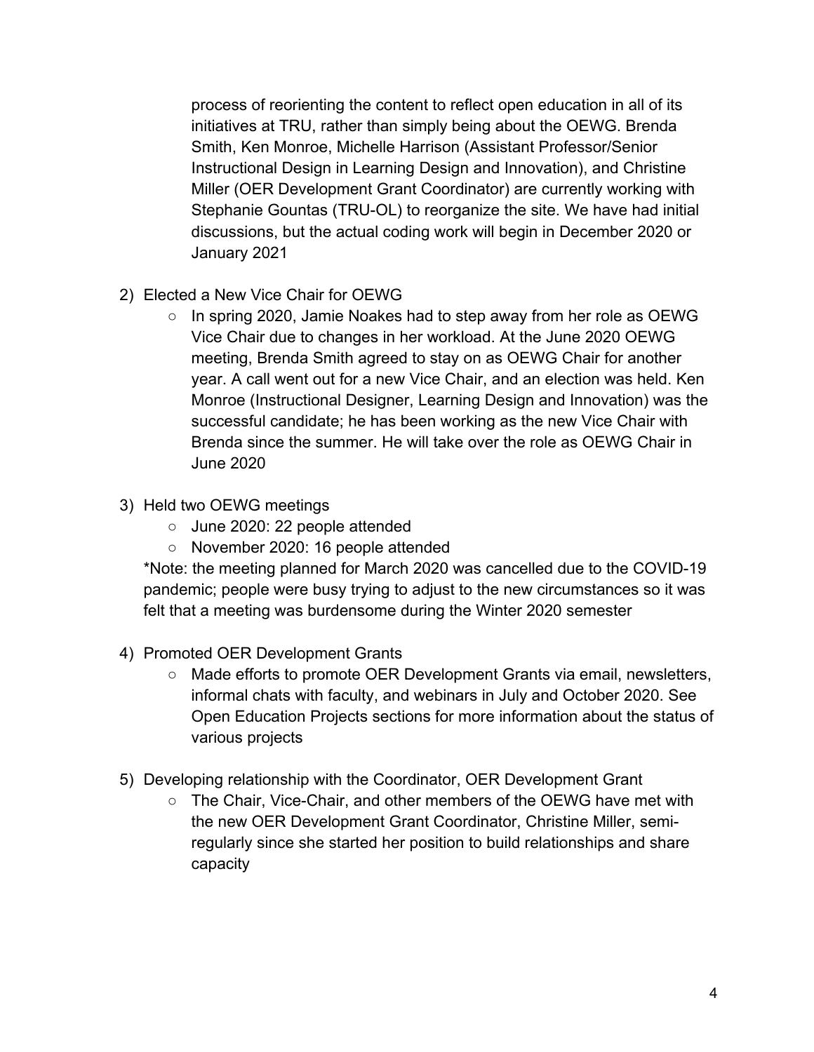process of reorienting the content to reflect open education in all of its initiatives at TRU, rather than simply being about the OEWG. Brenda Smith, Ken Monroe, Michelle Harrison (Assistant Professor/Senior Instructional Design in Learning Design and Innovation), and Christine Miller (OER Development Grant Coordinator) are currently working with Stephanie Gountas (TRU-OL) to reorganize the site. We have had initial discussions, but the actual coding work will begin in December 2020 or January 2021

2) Elected a New Vice Chair for OEWG
   - In spring 2020, Jamie Noakes had to step away from her role as OEWG Vice Chair due to changes in her workload. At the June 2020 OEWG meeting, Brenda Smith agreed to stay on as OEWG Chair for another year. A call went out for a new Vice Chair, and an election was held. Ken Monroe (Instructional Designer, Learning Design and Innovation) was the successful candidate; he has been working as the new Vice Chair with Brenda since the summer. He will take over the role as OEWG Chair in June 2020

3) Held two OEWG meetings
   - June 2020: 22 people attended
   - November 2020: 16 people attended

   *Note: the meeting planned for March 2020 was cancelled due to the COVID-19 pandemic; people were busy trying to adjust to the new circumstances so it was felt that a meeting was burdensome during the Winter 2020 semester

4) Promoted OER Development Grants
   - Made efforts to promote OER Development Grants via email, newsletters, informal chats with faculty, and webinars in July and October 2020. See Open Education Projects sections for more information about the status of various projects

5) Developing relationship with the Coordinator, OER Development Grant
   - The Chair, Vice-Chair, and other members of the OEWG have met with the new OER Development Grant Coordinator, Christine Miller, semi-regularly since she started her position to build relationships and share capacity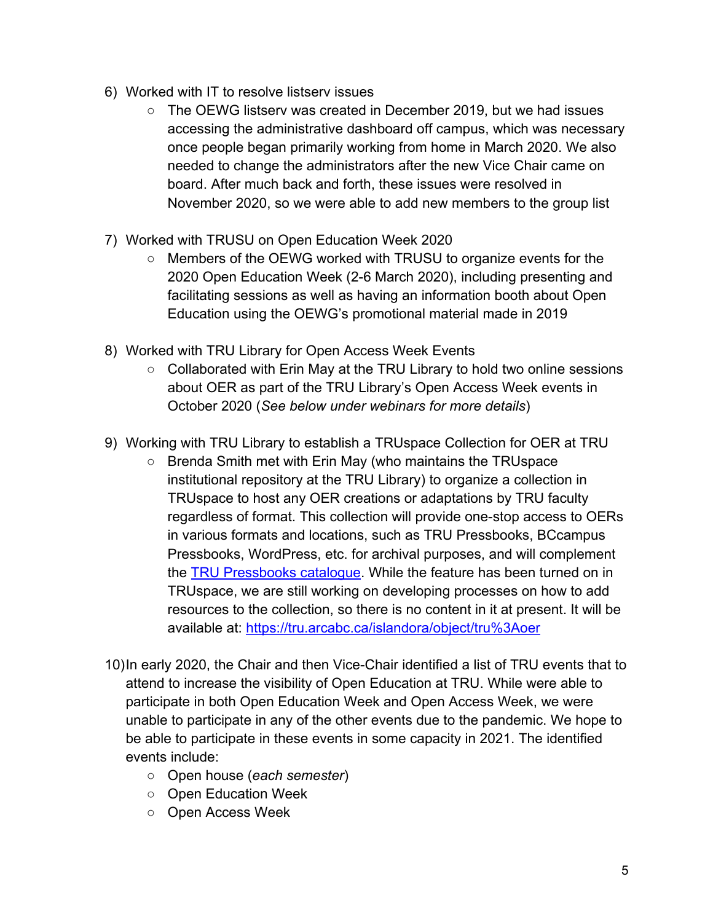6) Worked with IT to resolve listserv issues
   - The OEWG listserv was created in December 2019, but we had issues accessing the administrative dashboard off campus, which was necessary once people began primarily working from home in March 2020. We also needed to change the administrators after the new Vice Chair came on board. After much back and forth, these issues were resolved in November 2020, so we were able to add new members to the group list

7) Worked with TRUSU on Open Education Week 2020
   - Members of the OEWG worked with TRUSU to organize events for the 2020 Open Education Week (2-6 March 2020), including presenting and facilitating sessions as well as having an information booth about Open Education using the OEWG's promotional material made in 2019

8) Worked with TRU Library for Open Access Week Events
   - Collaborated with Erin May at the TRU Library to hold two online sessions about OER as part of the TRU Library's Open Access Week events in October 2020 (*See below under webinars for more details*)

9) Working with TRU Library to establish a TRUspace Collection for OER at TRU
   - Brenda Smith met with Erin May (who maintains the TRUspace institutional repository at the TRU Library) to organize a collection in TRUspace to host any OER creations or adaptations by TRU faculty regardless of format. This collection will provide one-stop access to OERs in various formats and locations, such as TRU Pressbooks, BCcampus Pressbooks, WordPress, etc. for archival purposes, and will complement the [TRU Pressbooks catalogue](). While the feature has been turned on in TRUspace, we are still working on developing processes on how to add resources to the collection, so there is no content in it at present. It will be available at: [https://tru.arcabc.ca/islandora/object/tru%3Aoer](https://tru.arcabc.ca/islandora/object/tru%3Aoer)

10) In early 2020, the Chair and then Vice-Chair identified a list of TRU events that to attend to increase the visibility of Open Education at TRU. While were able to participate in both Open Education Week and Open Access Week, we were unable to participate in any of the other events due to the pandemic. We hope to be able to participate in these events in some capacity in 2021. The identified events include:
    - Open house (*each semester*)
    - Open Education Week
    - Open Access Week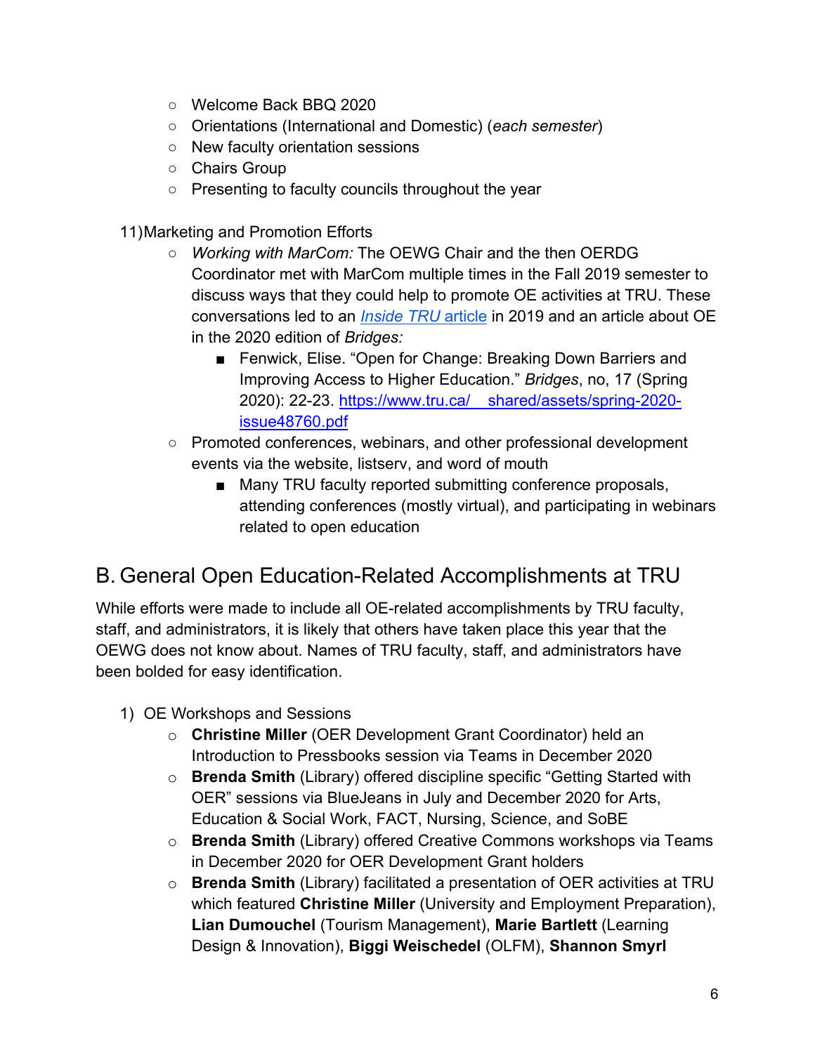- Welcome Back BBQ 2020
- Orientations (International and Domestic) (*each semester*)
- New faculty orientation sessions
- Chairs Group
- Presenting to faculty councils throughout the year

11) Marketing and Promotion Efforts
   - *Working with MarCom:* The OEWG Chair and the then OERDG Coordinator met with MarCom multiple times in the Fall 2019 semester to discuss ways that they could help to promote OE activities at TRU. These conversations led to an [*Inside TRU* article]() in 2019 and an article about OE in the 2020 edition of *Bridges:*
     - Fenwick, Elise. "Open for Change: Breaking Down Barriers and Improving Access to Higher Education." *Bridges*, no, 17 (Spring 2020): 22-23. [https://www.tru.ca/__shared/assets/spring-2020-issue48760.pdf](https://www.tru.ca/__shared/assets/spring-2020-issue48760.pdf)
   - Promoted conferences, webinars, and other professional development events via the website, listserv, and word of mouth
     - Many TRU faculty reported submitting conference proposals, attending conferences (mostly virtual), and participating in webinars related to open education

## B. General Open Education-Related Accomplishments at TRU

While efforts were made to include all OE-related accomplishments by TRU faculty, staff, and administrators, it is likely that others have taken place this year that the OEWG does not know about. Names of TRU faculty, staff, and administrators have been bolded for easy identification.

1) OE Workshops and Sessions
   - **Christine Miller** (OER Development Grant Coordinator) held an Introduction to Pressbooks session via Teams in December 2020
   - **Brenda Smith** (Library) offered discipline specific "Getting Started with OER" sessions via BlueJeans in July and December 2020 for Arts, Education & Social Work, FACT, Nursing, Science, and SoBE
   - **Brenda Smith** (Library) offered Creative Commons workshops via Teams in December 2020 for OER Development Grant holders
   - **Brenda Smith** (Library) facilitated a presentation of OER activities at TRU which featured **Christine Miller** (University and Employment Preparation), **Lian Dumouchel** (Tourism Management), **Marie Bartlett** (Learning Design & Innovation), **Biggi Weischedel** (OLFM), **Shannon Smyrl**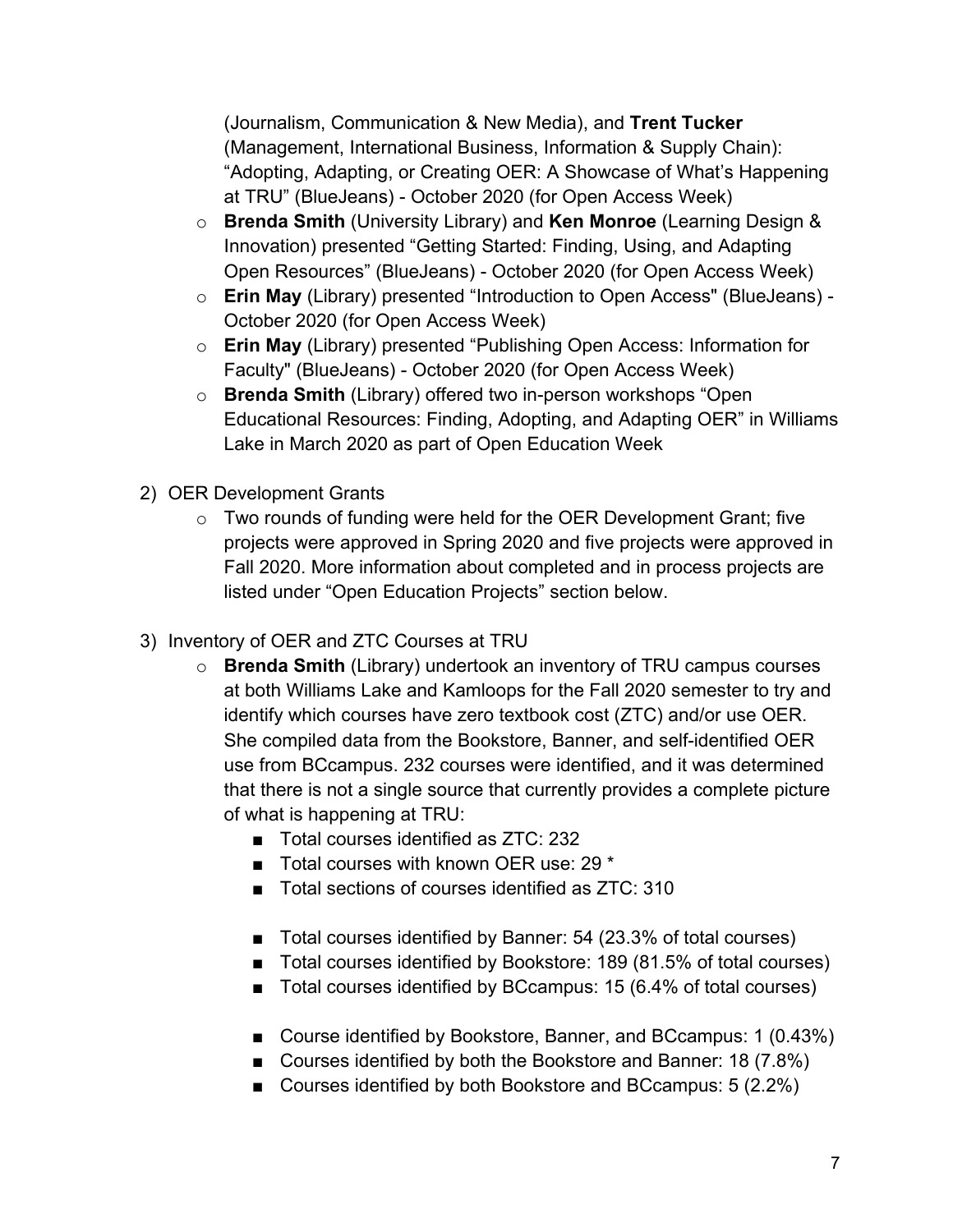(Journalism, Communication & New Media), and **Trent Tucker** (Management, International Business, Information & Supply Chain): "Adopting, Adapting, or Creating OER: A Showcase of What's Happening at TRU" (BlueJeans) - October 2020 (for Open Access Week)

- **Brenda Smith** (University Library) and **Ken Monroe** (Learning Design & Innovation) presented "Getting Started: Finding, Using, and Adapting Open Resources" (BlueJeans) - October 2020 (for Open Access Week)
- **Erin May** (Library) presented "Introduction to Open Access" (BlueJeans) - October 2020 (for Open Access Week)
- **Erin May** (Library) presented "Publishing Open Access: Information for Faculty" (BlueJeans) - October 2020 (for Open Access Week)
- **Brenda Smith** (Library) offered two in-person workshops "Open Educational Resources: Finding, Adopting, and Adapting OER" in Williams Lake in March 2020 as part of Open Education Week

2) OER Development Grants
   - Two rounds of funding were held for the OER Development Grant; five projects were approved in Spring 2020 and five projects were approved in Fall 2020. More information about completed and in process projects are listed under "Open Education Projects" section below.

3) Inventory of OER and ZTC Courses at TRU
   - **Brenda Smith** (Library) undertook an inventory of TRU campus courses at both Williams Lake and Kamloops for the Fall 2020 semester to try and identify which courses have zero textbook cost (ZTC) and/or use OER. She compiled data from the Bookstore, Banner, and self-identified OER use from BCcampus. 232 courses were identified, and it was determined that there is not a single source that currently provides a complete picture of what is happening at TRU:
     - Total courses identified as ZTC: 232
     - Total courses with known OER use: 29 *
     - Total sections of courses identified as ZTC: 310

     - Total courses identified by Banner: 54 (23.3% of total courses)
     - Total courses identified by Bookstore: 189 (81.5% of total courses)
     - Total courses identified by BCcampus: 15 (6.4% of total courses)

     - Course identified by Bookstore, Banner, and BCcampus: 1 (0.43%)
     - Courses identified by both the Bookstore and Banner: 18 (7.8%)
     - Courses identified by both Bookstore and BCcampus: 5 (2.2%)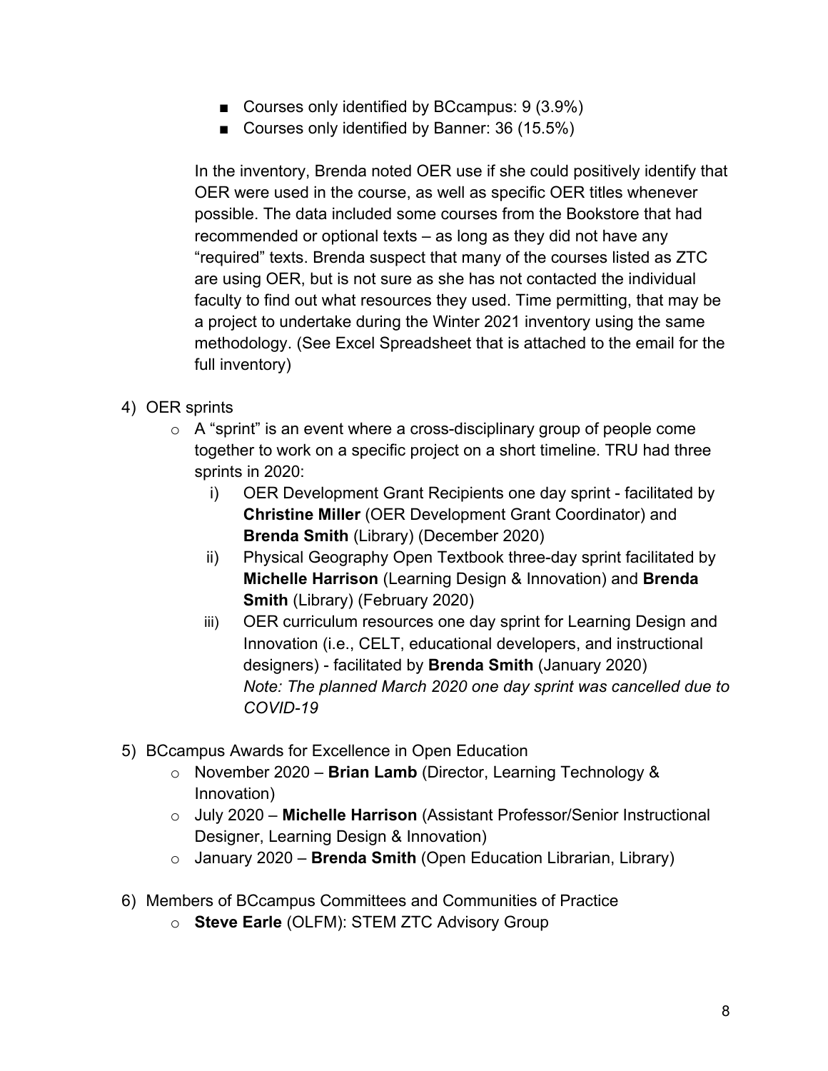- Courses only identified by BCcampus: 9 (3.9%)
- Courses only identified by Banner: 36 (15.5%)

In the inventory, Brenda noted OER use if she could positively identify that OER were used in the course, as well as specific OER titles whenever possible. The data included some courses from the Bookstore that had recommended or optional texts – as long as they did not have any "required" texts. Brenda suspect that many of the courses listed as ZTC are using OER, but is not sure as she has not contacted the individual faculty to find out what resources they used. Time permitting, that may be a project to undertake during the Winter 2021 inventory using the same methodology. (See Excel Spreadsheet that is attached to the email for the full inventory)

4) OER sprints
   - A "sprint" is an event where a cross-disciplinary group of people come together to work on a specific project on a short timeline. TRU had three sprints in 2020:
     i) OER Development Grant Recipients one day sprint - facilitated by **Christine Miller** (OER Development Grant Coordinator) and **Brenda Smith** (Library) (December 2020)
     ii) Physical Geography Open Textbook three-day sprint facilitated by **Michelle Harrison** (Learning Design & Innovation) and **Brenda Smith** (Library) (February 2020)
     iii) OER curriculum resources one day sprint for Learning Design and Innovation (i.e., CELT, educational developers, and instructional designers) - facilitated by **Brenda Smith** (January 2020)
     *Note: The planned March 2020 one day sprint was cancelled due to COVID-19*

5) BCcampus Awards for Excellence in Open Education
   - November 2020 – **Brian Lamb** (Director, Learning Technology & Innovation)
   - July 2020 – **Michelle Harrison** (Assistant Professor/Senior Instructional Designer, Learning Design & Innovation)
   - January 2020 – **Brenda Smith** (Open Education Librarian, Library)

6) Members of BCcampus Committees and Communities of Practice
   - **Steve Earle** (OLFM): STEM ZTC Advisory Group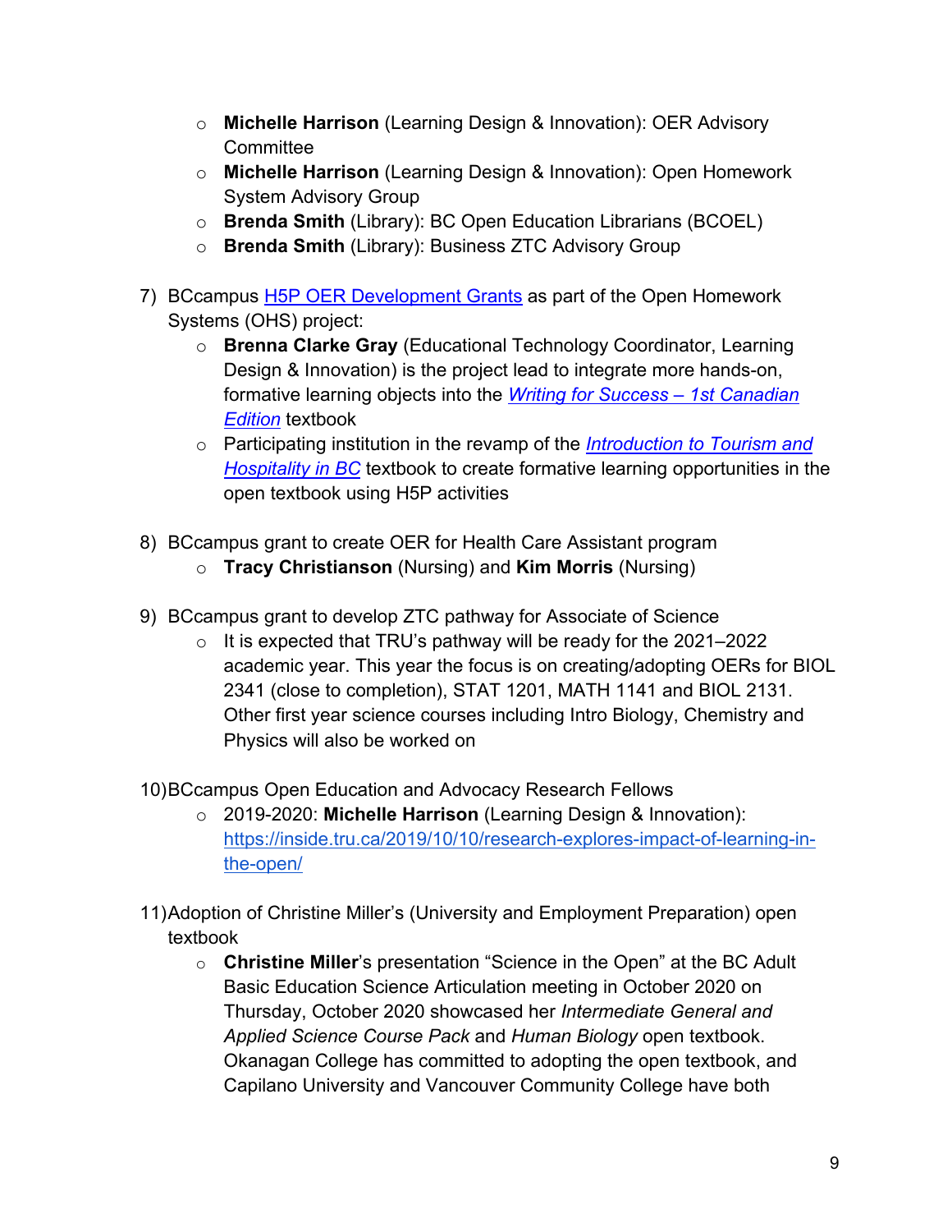- **Michelle Harrison** (Learning Design & Innovation): OER Advisory Committee
   - **Michelle Harrison** (Learning Design & Innovation): Open Homework System Advisory Group
   - **Brenda Smith** (Library): BC Open Education Librarians (BCOEL)
   - **Brenda Smith** (Library): Business ZTC Advisory Group

7) BCcampus H5P OER Development Grants as part of the Open Homework Systems (OHS) project:
   - **Brenna Clarke Gray** (Educational Technology Coordinator, Learning Design & Innovation) is the project lead to integrate more hands-on, formative learning objects into the *Writing for Success – 1st Canadian Edition* textbook
   - Participating institution in the revamp of the *Introduction to Tourism and Hospitality in BC* textbook to create formative learning opportunities in the open textbook using H5P activities

8) BCcampus grant to create OER for Health Care Assistant program
   - **Tracy Christianson** (Nursing) and **Kim Morris** (Nursing)

9) BCcampus grant to develop ZTC pathway for Associate of Science
   - It is expected that TRU's pathway will be ready for the 2021–2022 academic year. This year the focus is on creating/adopting OERs for BIOL 2341 (close to completion), STAT 1201, MATH 1141 and BIOL 2131. Other first year science courses including Intro Biology, Chemistry and Physics will also be worked on

10) BCcampus Open Education and Advocacy Research Fellows
   - 2019-2020: **Michelle Harrison** (Learning Design & Innovation): https://inside.tru.ca/2019/10/10/research-explores-impact-of-learning-in-the-open/

11) Adoption of Christine Miller's (University and Employment Preparation) open textbook
   - **Christine Miller**'s presentation "Science in the Open" at the BC Adult Basic Education Science Articulation meeting in October 2020 on Thursday, October 2020 showcased her *Intermediate General and Applied Science Course Pack* and *Human Biology* open textbook. Okanagan College has committed to adopting the open textbook, and Capilano University and Vancouver Community College have both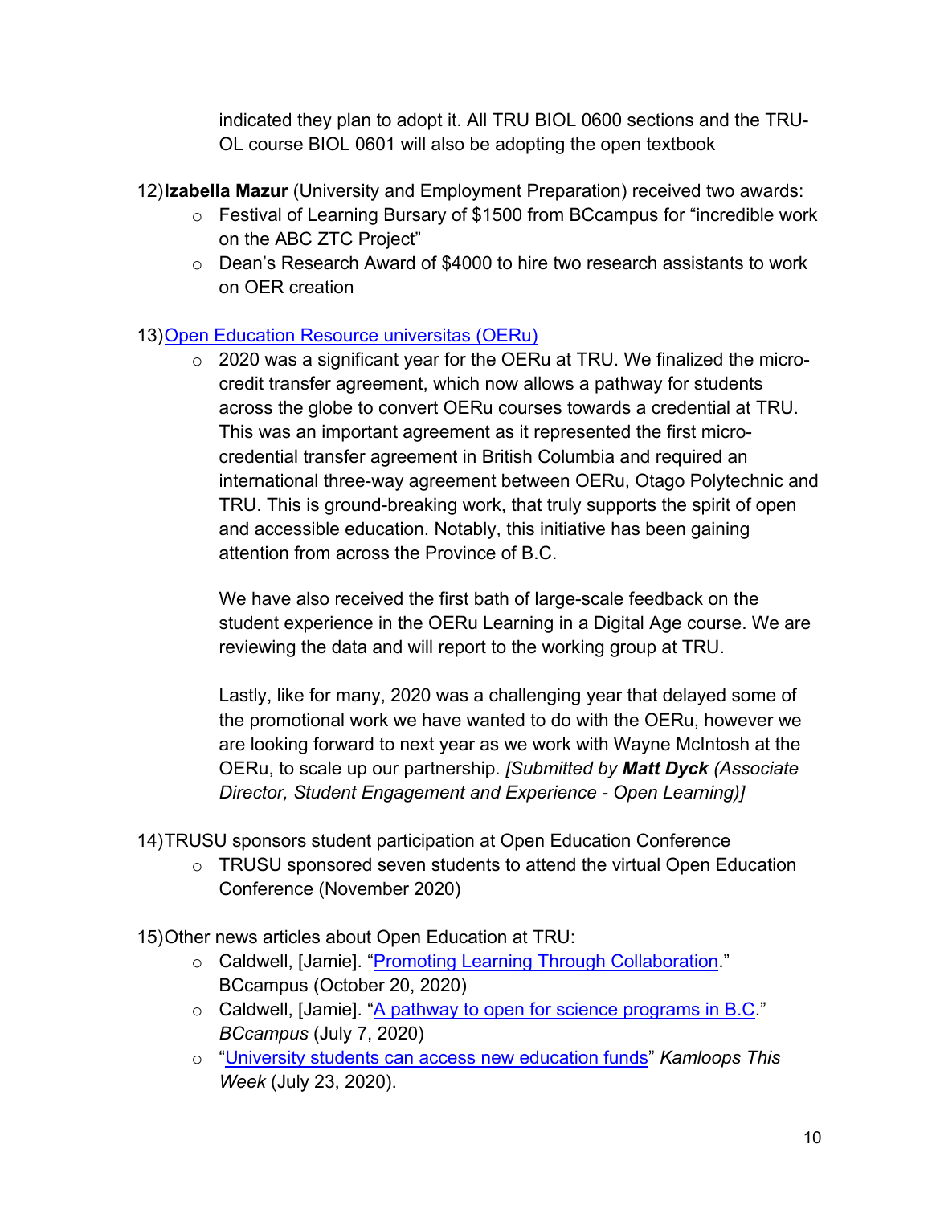indicated they plan to adopt it. All TRU BIOL 0600 sections and the TRU-OL course BIOL 0601 will also be adopting the open textbook

12) **Izabella Mazur** (University and Employment Preparation) received two awards:
   - Festival of Learning Bursary of $1500 from BCcampus for "incredible work on the ABC ZTC Project"
   - Dean's Research Award of $4000 to hire two research assistants to work on OER creation

13) Open Education Resource universitas (OERu)
   - 2020 was a significant year for the OERu at TRU. We finalized the micro-credit transfer agreement, which now allows a pathway for students across the globe to convert OERu courses towards a credential at TRU. This was an important agreement as it represented the first micro-credential transfer agreement in British Columbia and required an international three-way agreement between OERu, Otago Polytechnic and TRU. This is ground-breaking work, that truly supports the spirit of open and accessible education. Notably, this initiative has been gaining attention from across the Province of B.C.

     We have also received the first bath of large-scale feedback on the student experience in the OERu Learning in a Digital Age course. We are reviewing the data and will report to the working group at TRU.

     Lastly, like for many, 2020 was a challenging year that delayed some of the promotional work we have wanted to do with the OERu, however we are looking forward to next year as we work with Wayne McIntosh at the OERu, to scale up our partnership. *[Submitted by **Matt Dyck** (Associate Director, Student Engagement and Experience - Open Learning)]*

14) TRUSU sponsors student participation at Open Education Conference
   - TRUSU sponsored seven students to attend the virtual Open Education Conference (November 2020)

15) Other news articles about Open Education at TRU:
   - Caldwell, [Jamie]. "Promoting Learning Through Collaboration." BCcampus (October 20, 2020)
   - Caldwell, [Jamie]. "A pathway to open for science programs in B.C." *BCcampus* (July 7, 2020)
   - "University students can access new education funds" *Kamloops This Week* (July 23, 2020).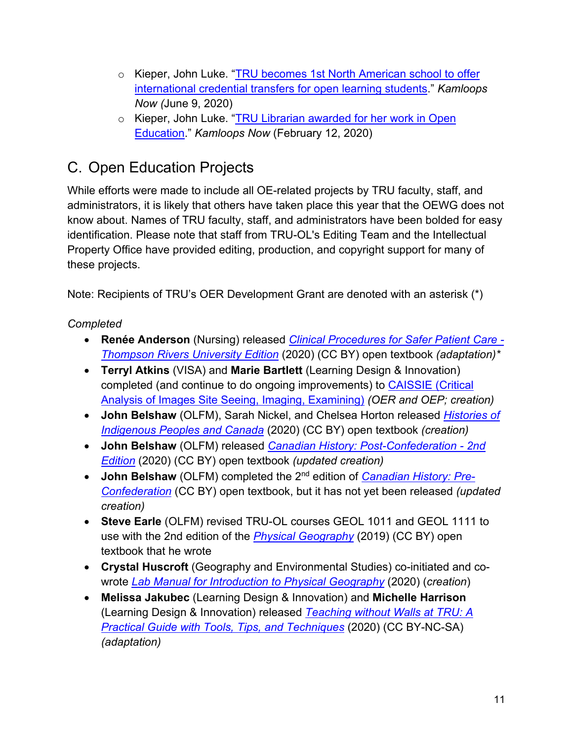- Kieper, John Luke. "TRU becomes 1st North American school to offer international credential transfers for open learning students." *Kamloops Now (*June 9, 2020)
- Kieper, John Luke. "TRU Librarian awarded for her work in Open Education." *Kamloops Now* (February 12, 2020)

## C. Open Education Projects

While efforts were made to include all OE-related projects by TRU faculty, staff, and administrators, it is likely that others have taken place this year that the OEWG does not know about. Names of TRU faculty, staff, and administrators have been bolded for easy identification. Please note that staff from TRU-OL's Editing Team and the Intellectual Property Office have provided editing, production, and copyright support for many of these projects.

Note: Recipients of TRU's OER Development Grant are denoted with an asterisk (*)

*Completed*

- **Renée Anderson** (Nursing) released *Clinical Procedures for Safer Patient Care - Thompson Rivers University Edition* (2020) (CC BY) open textbook *(adaptation)**
- **Terryl Atkins** (VISA) and **Marie Bartlett** (Learning Design & Innovation) completed (and continue to do ongoing improvements) to CAISSIE (Critical Analysis of Images Site Seeing, Imaging, Examining) *(OER and OEP; creation)*
- **John Belshaw** (OLFM), Sarah Nickel, and Chelsea Horton released *Histories of Indigenous Peoples and Canada* (2020) (CC BY) open textbook *(creation)*
- **John Belshaw** (OLFM) released *Canadian History: Post-Confederation - 2nd Edition* (2020) (CC BY) open textbook *(updated creation)*
- **John Belshaw** (OLFM) completed the 2nd edition of *Canadian History: Pre-Confederation* (CC BY) open textbook, but it has not yet been released *(updated creation)*
- **Steve Earle** (OLFM) revised TRU-OL courses GEOL 1011 and GEOL 1111 to use with the 2nd edition of the *Physical Geography* (2019) (CC BY) open textbook that he wrote
- **Crystal Huscroft** (Geography and Environmental Studies) co-initiated and co-wrote *Lab Manual for Introduction to Physical Geography* (2020) (*creation*)
- **Melissa Jakubec** (Learning Design & Innovation) and **Michelle Harrison** (Learning Design & Innovation) released *Teaching without Walls at TRU: A Practical Guide with Tools, Tips, and Techniques* (2020) (CC BY-NC-SA) *(adaptation)*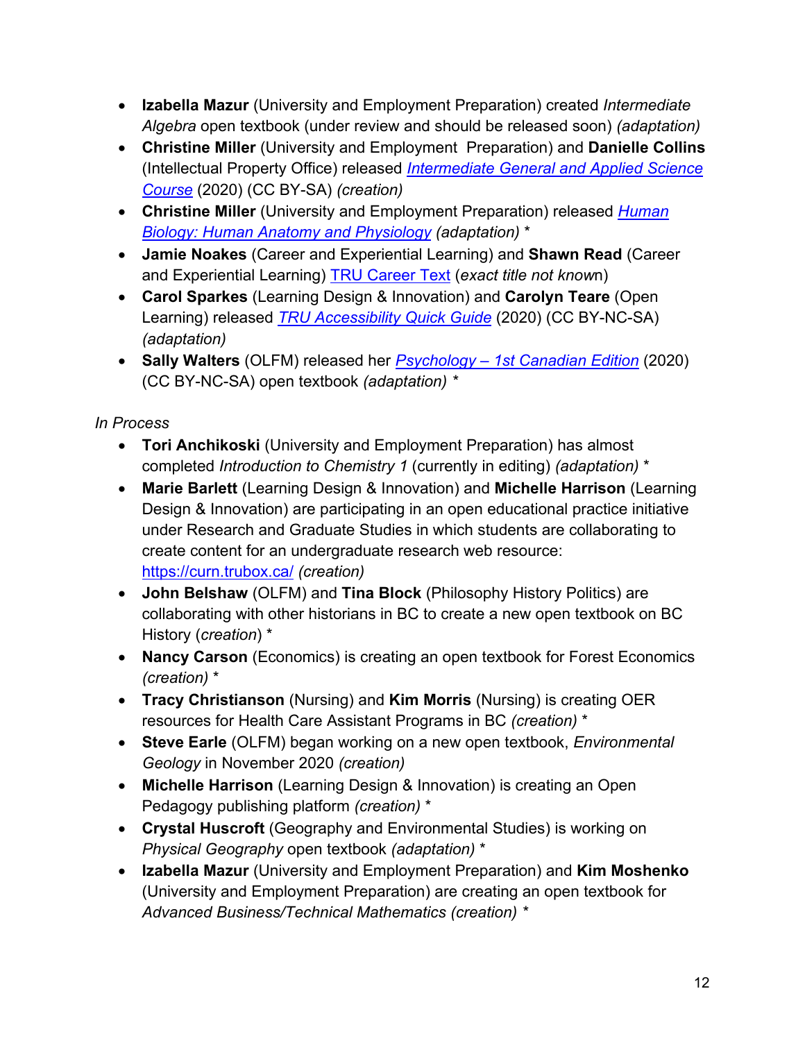- **Izabella Mazur** (University and Employment Preparation) created *Intermediate Algebra* open textbook (under review and should be released soon) *(adaptation)*
- **Christine Miller** (University and Employment Preparation) and **Danielle Collins** (Intellectual Property Office) released [*Intermediate General and Applied Science Course*]() (2020) (CC BY-SA) *(creation)*
- **Christine Miller** (University and Employment Preparation) released [*Human Biology: Human Anatomy and Physiology*]() *(adaptation)* *
- **Jamie Noakes** (Career and Experiential Learning) and **Shawn Read** (Career and Experiential Learning) [TRU Career Text]() (*exact title not known*)
- **Carol Sparkes** (Learning Design & Innovation) and **Carolyn Teare** (Open Learning) released [*TRU Accessibility Quick Guide*]() (2020) (CC BY-NC-SA) *(adaptation)*
- **Sally Walters** (OLFM) released her [*Psychology – 1st Canadian Edition*]() (2020) (CC BY-NC-SA) open textbook *(adaptation)* *

*In Process*

- **Tori Anchikoski** (University and Employment Preparation) has almost completed *Introduction to Chemistry 1* (currently in editing) *(adaptation)* *
- **Marie Barlett** (Learning Design & Innovation) and **Michelle Harrison** (Learning Design & Innovation) are participating in an open educational practice initiative under Research and Graduate Studies in which students are collaborating to create content for an undergraduate research web resource: https://curn.trubox.ca/ *(creation)*
- **John Belshaw** (OLFM) and **Tina Block** (Philosophy History Politics) are collaborating with other historians in BC to create a new open textbook on BC History (*creation*) *
- **Nancy Carson** (Economics) is creating an open textbook for Forest Economics *(creation)* *
- **Tracy Christianson** (Nursing) and **Kim Morris** (Nursing) is creating OER resources for Health Care Assistant Programs in BC *(creation)* *
- **Steve Earle** (OLFM) began working on a new open textbook, *Environmental Geology* in November 2020 *(creation)*
- **Michelle Harrison** (Learning Design & Innovation) is creating an Open Pedagogy publishing platform *(creation)* *
- **Crystal Huscroft** (Geography and Environmental Studies) is working on *Physical Geography* open textbook *(adaptation)* *
- **Izabella Mazur** (University and Employment Preparation) and **Kim Moshenko** (University and Employment Preparation) are creating an open textbook for *Advanced Business/Technical Mathematics (creation)* *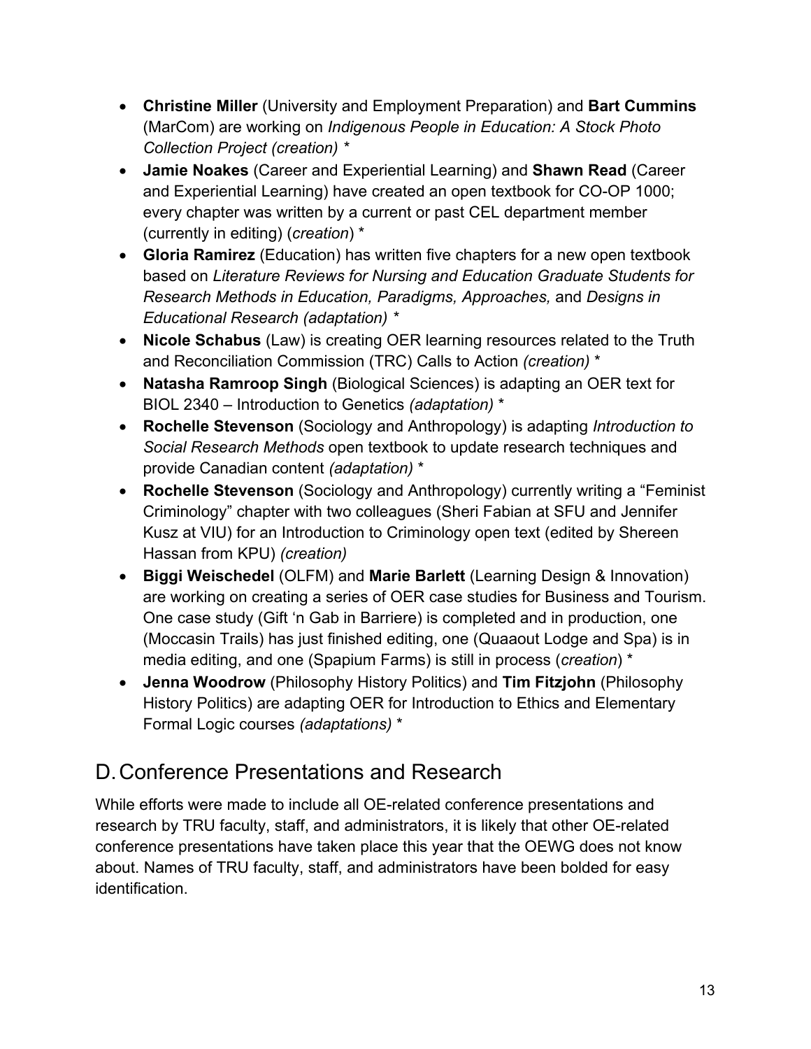- **Christine Miller** (University and Employment Preparation) and **Bart Cummins** (MarCom) are working on *Indigenous People in Education: A Stock Photo Collection Project (creation) **
- **Jamie Noakes** (Career and Experiential Learning) and **Shawn Read** (Career and Experiential Learning) have created an open textbook for CO-OP 1000; every chapter was written by a current or past CEL department member (currently in editing) (*creation*) *
- **Gloria Ramirez** (Education) has written five chapters for a new open textbook based on *Literature Reviews for Nursing and Education Graduate Students for Research Methods in Education, Paradigms, Approaches,* and *Designs in Educational Research (adaptation) **
- **Nicole Schabus** (Law) is creating OER learning resources related to the Truth and Reconciliation Commission (TRC) Calls to Action *(creation) **
- **Natasha Ramroop Singh** (Biological Sciences) is adapting an OER text for BIOL 2340 – Introduction to Genetics *(adaptation) **
- **Rochelle Stevenson** (Sociology and Anthropology) is adapting *Introduction to Social Research Methods* open textbook to update research techniques and provide Canadian content *(adaptation) **
- **Rochelle Stevenson** (Sociology and Anthropology) currently writing a "Feminist Criminology" chapter with two colleagues (Sheri Fabian at SFU and Jennifer Kusz at VIU) for an Introduction to Criminology open text (edited by Shereen Hassan from KPU) *(creation)*
- **Biggi Weischedel** (OLFM) and **Marie Barlett** (Learning Design & Innovation) are working on creating a series of OER case studies for Business and Tourism. One case study (Gift 'n Gab in Barriere) is completed and in production, one (Moccasin Trails) has just finished editing, one (Quaaout Lodge and Spa) is in media editing, and one (Spapium Farms) is still in process (*creation*) *
- **Jenna Woodrow** (Philosophy History Politics) and **Tim Fitzjohn** (Philosophy History Politics) are adapting OER for Introduction to Ethics and Elementary Formal Logic courses *(adaptations) **

## D. Conference Presentations and Research

While efforts were made to include all OE-related conference presentations and research by TRU faculty, staff, and administrators, it is likely that other OE-related conference presentations have taken place this year that the OEWG does not know about. Names of TRU faculty, staff, and administrators have been bolded for easy identification.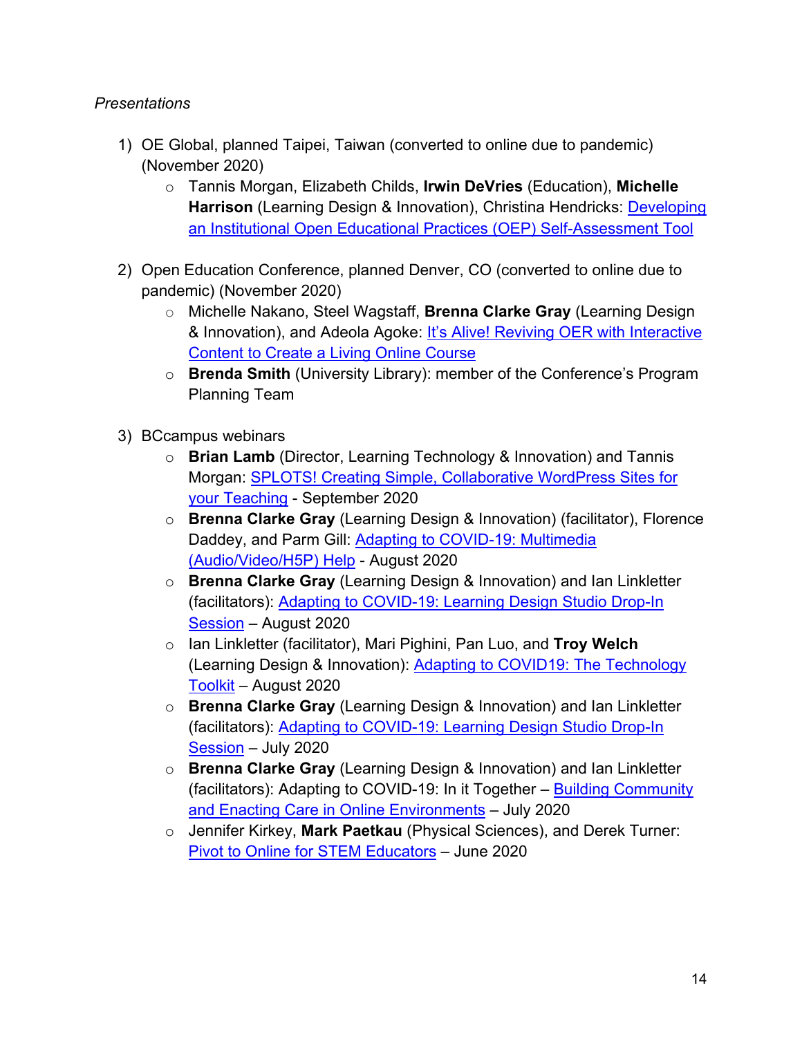*Presentations*

1) OE Global, planned Taipei, Taiwan (converted to online due to pandemic) (November 2020)
    - Tannis Morgan, Elizabeth Childs, **Irwin DeVries** (Education), **Michelle Harrison** (Learning Design & Innovation), Christina Hendricks: Developing an Institutional Open Educational Practices (OEP) Self-Assessment Tool

2) Open Education Conference, planned Denver, CO (converted to online due to pandemic) (November 2020)
    - Michelle Nakano, Steel Wagstaff, **Brenna Clarke Gray** (Learning Design & Innovation), and Adeola Agoke: It's Alive! Reviving OER with Interactive Content to Create a Living Online Course
    - **Brenda Smith** (University Library): member of the Conference's Program Planning Team

3) BCcampus webinars
    - **Brian Lamb** (Director, Learning Technology & Innovation) and Tannis Morgan: SPLOTS! Creating Simple, Collaborative WordPress Sites for your Teaching - September 2020
    - **Brenna Clarke Gray** (Learning Design & Innovation) (facilitator), Florence Daddey, and Parm Gill: Adapting to COVID-19: Multimedia (Audio/Video/H5P) Help - August 2020
    - **Brenna Clarke Gray** (Learning Design & Innovation) and Ian Linkletter (facilitators): Adapting to COVID-19: Learning Design Studio Drop-In Session – August 2020
    - Ian Linkletter (facilitator), Mari Pighini, Pan Luo, and **Troy Welch** (Learning Design & Innovation): Adapting to COVID19: The Technology Toolkit – August 2020
    - **Brenna Clarke Gray** (Learning Design & Innovation) and Ian Linkletter (facilitators): Adapting to COVID-19: Learning Design Studio Drop-In Session – July 2020
    - **Brenna Clarke Gray** (Learning Design & Innovation) and Ian Linkletter (facilitators): Adapting to COVID-19: In it Together – Building Community and Enacting Care in Online Environments – July 2020
    - Jennifer Kirkey, **Mark Paetkau** (Physical Sciences), and Derek Turner: Pivot to Online for STEM Educators – June 2020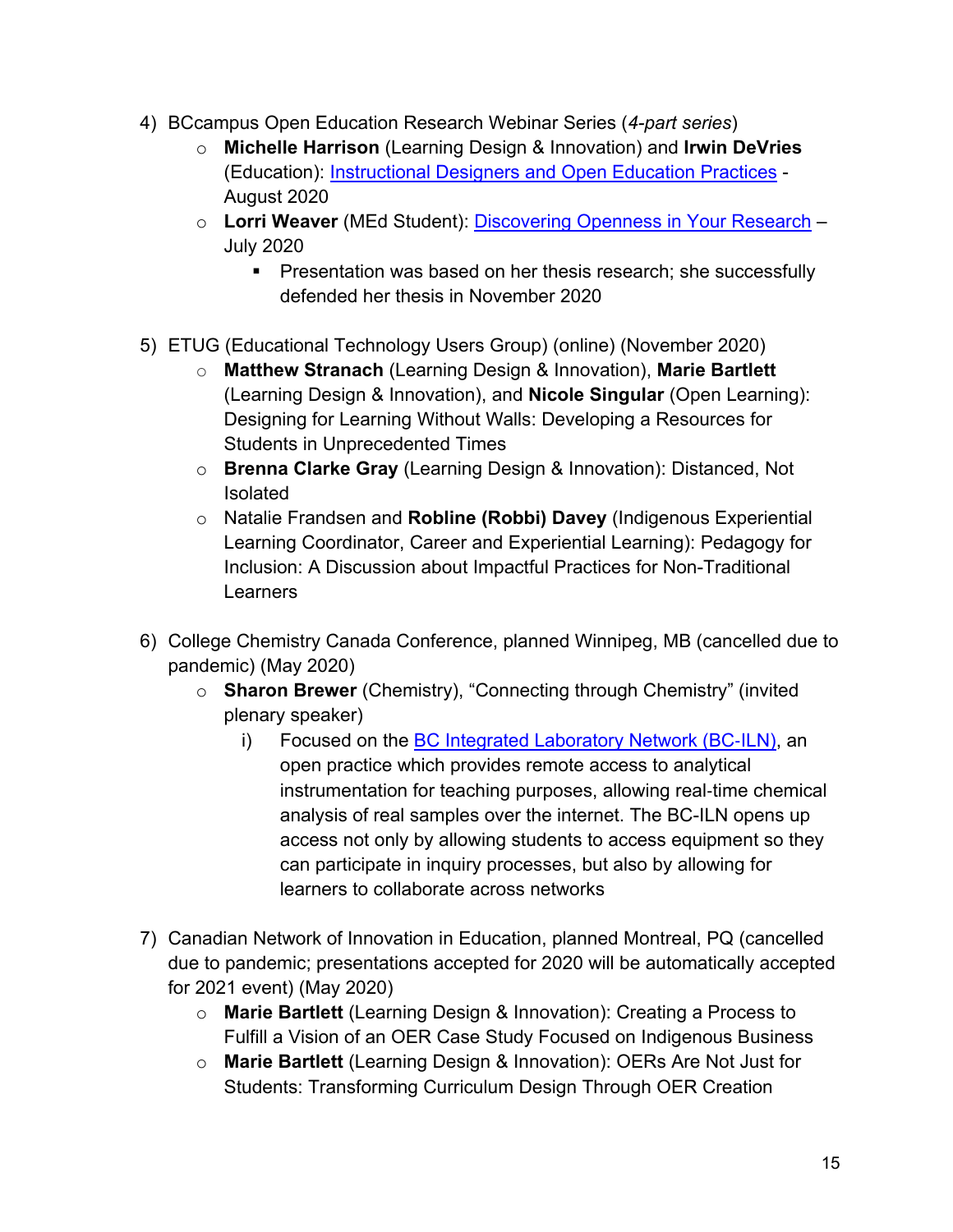4) BCcampus Open Education Research Webinar Series (*4-part series*)
   - **Michelle Harrison** (Learning Design & Innovation) and **Irwin DeVries** (Education): Instructional Designers and Open Education Practices - August 2020
   - **Lorri Weaver** (MEd Student): Discovering Openness in Your Research – July 2020
     - Presentation was based on her thesis research; she successfully defended her thesis in November 2020

5) ETUG (Educational Technology Users Group) (online) (November 2020)
   - **Matthew Stranach** (Learning Design & Innovation), **Marie Bartlett** (Learning Design & Innovation), and **Nicole Singular** (Open Learning): Designing for Learning Without Walls: Developing a Resources for Students in Unprecedented Times
   - **Brenna Clarke Gray** (Learning Design & Innovation): Distanced, Not Isolated
   - Natalie Frandsen and **Robline (Robbi) Davey** (Indigenous Experiential Learning Coordinator, Career and Experiential Learning): Pedagogy for Inclusion: A Discussion about Impactful Practices for Non-Traditional Learners

6) College Chemistry Canada Conference, planned Winnipeg, MB (cancelled due to pandemic) (May 2020)
   - **Sharon Brewer** (Chemistry), "Connecting through Chemistry" (invited plenary speaker)
     i) Focused on the BC Integrated Laboratory Network (BC-ILN), an open practice which provides remote access to analytical instrumentation for teaching purposes, allowing real-time chemical analysis of real samples over the internet. The BC-ILN opens up access not only by allowing students to access equipment so they can participate in inquiry processes, but also by allowing for learners to collaborate across networks

7) Canadian Network of Innovation in Education, planned Montreal, PQ (cancelled due to pandemic; presentations accepted for 2020 will be automatically accepted for 2021 event) (May 2020)
   - **Marie Bartlett** (Learning Design & Innovation): Creating a Process to Fulfill a Vision of an OER Case Study Focused on Indigenous Business
   - **Marie Bartlett** (Learning Design & Innovation): OERs Are Not Just for Students: Transforming Curriculum Design Through OER Creation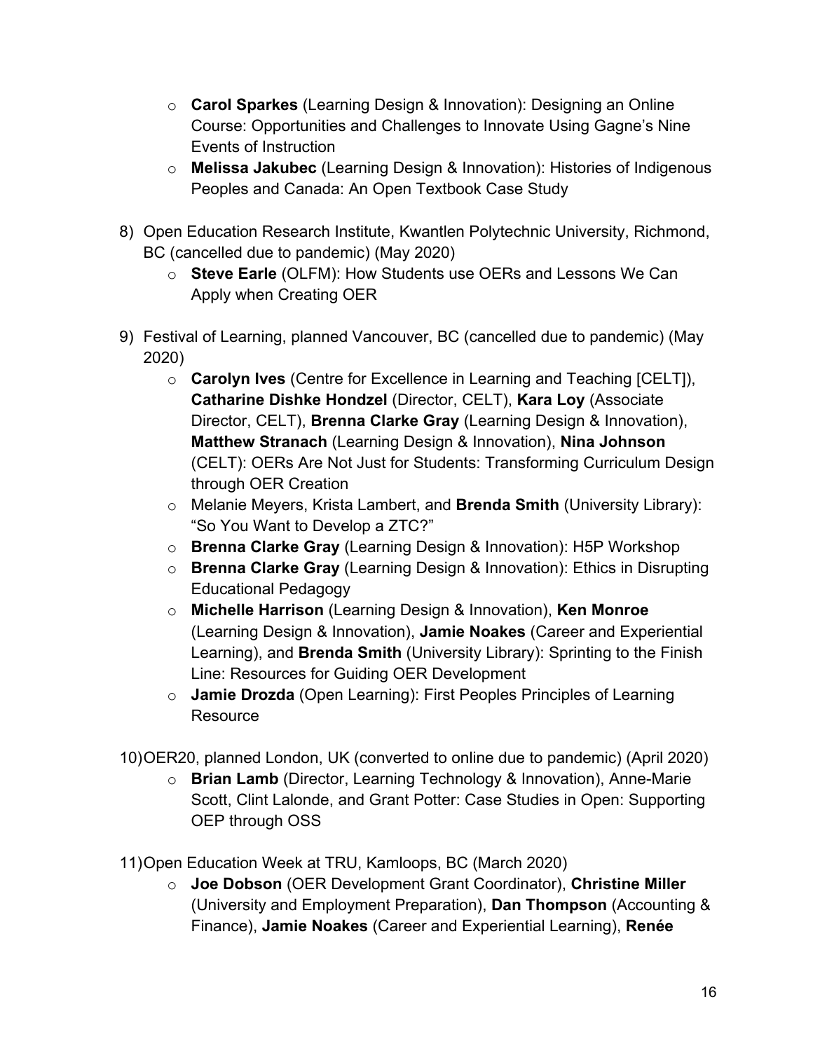- **Carol Sparkes** (Learning Design & Innovation): Designing an Online Course: Opportunities and Challenges to Innovate Using Gagne's Nine Events of Instruction
- **Melissa Jakubec** (Learning Design & Innovation): Histories of Indigenous Peoples and Canada: An Open Textbook Case Study

8) Open Education Research Institute, Kwantlen Polytechnic University, Richmond, BC (cancelled due to pandemic) (May 2020)
   - **Steve Earle** (OLFM): How Students use OERs and Lessons We Can Apply when Creating OER

9) Festival of Learning, planned Vancouver, BC (cancelled due to pandemic) (May 2020)
   - **Carolyn Ives** (Centre for Excellence in Learning and Teaching [CELT]), **Catharine Dishke Hondzel** (Director, CELT), **Kara Loy** (Associate Director, CELT), **Brenna Clarke Gray** (Learning Design & Innovation), **Matthew Stranach** (Learning Design & Innovation), **Nina Johnson** (CELT): OERs Are Not Just for Students: Transforming Curriculum Design through OER Creation
   - Melanie Meyers, Krista Lambert, and **Brenda Smith** (University Library): "So You Want to Develop a ZTC?"
   - **Brenna Clarke Gray** (Learning Design & Innovation): H5P Workshop
   - **Brenna Clarke Gray** (Learning Design & Innovation): Ethics in Disrupting Educational Pedagogy
   - **Michelle Harrison** (Learning Design & Innovation), **Ken Monroe** (Learning Design & Innovation), **Jamie Noakes** (Career and Experiential Learning), and **Brenda Smith** (University Library): Sprinting to the Finish Line: Resources for Guiding OER Development
   - **Jamie Drozda** (Open Learning): First Peoples Principles of Learning Resource

10) OER20, planned London, UK (converted to online due to pandemic) (April 2020)
    - **Brian Lamb** (Director, Learning Technology & Innovation), Anne-Marie Scott, Clint Lalonde, and Grant Potter: Case Studies in Open: Supporting OEP through OSS

11) Open Education Week at TRU, Kamloops, BC (March 2020)
    - **Joe Dobson** (OER Development Grant Coordinator), **Christine Miller** (University and Employment Preparation), **Dan Thompson** (Accounting & Finance), **Jamie Noakes** (Career and Experiential Learning), **Renée**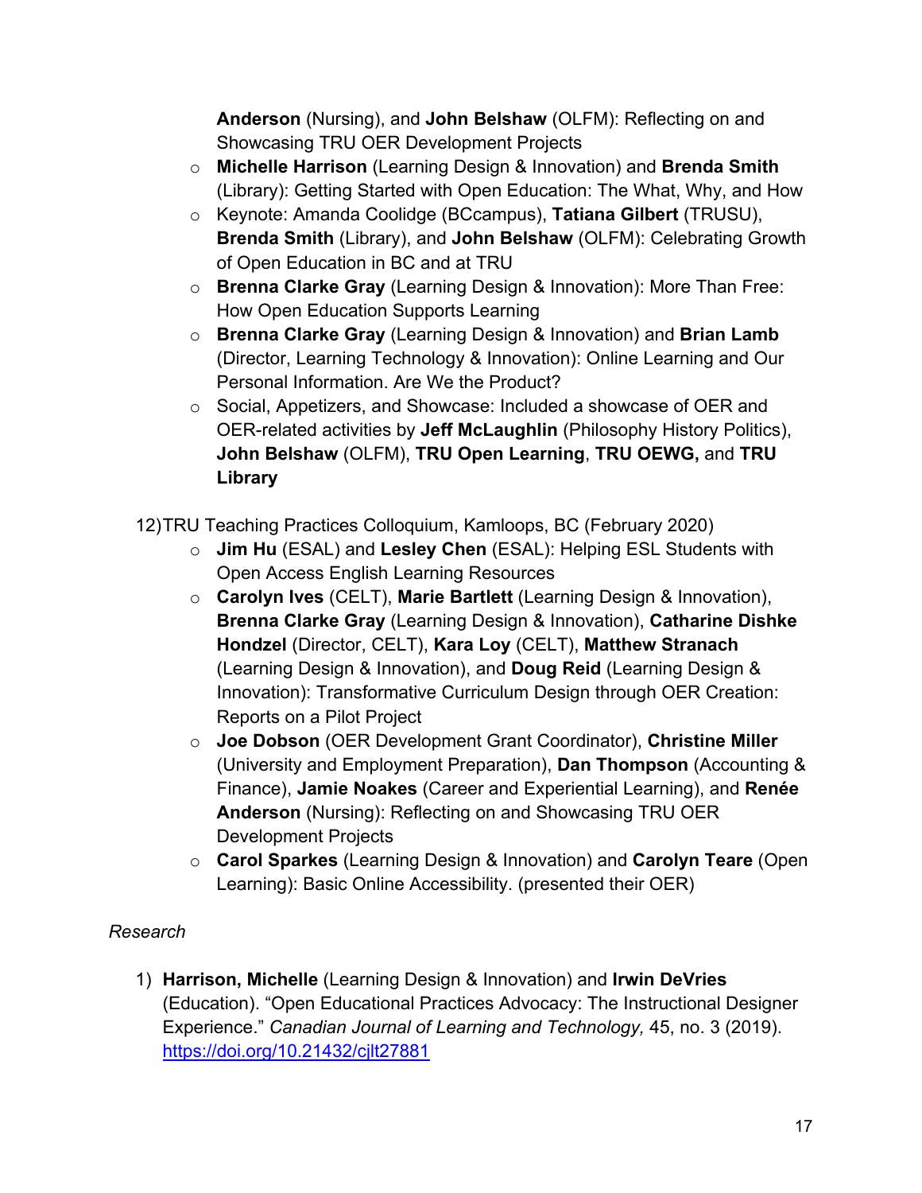**Anderson** (Nursing), and **John Belshaw** (OLFM): Reflecting on and Showcasing TRU OER Development Projects

- **Michelle Harrison** (Learning Design & Innovation) and **Brenda Smith** (Library): Getting Started with Open Education: The What, Why, and How
- Keynote: Amanda Coolidge (BCcampus), **Tatiana Gilbert** (TRUSU), **Brenda Smith** (Library), and **John Belshaw** (OLFM): Celebrating Growth of Open Education in BC and at TRU
- **Brenna Clarke Gray** (Learning Design & Innovation): More Than Free: How Open Education Supports Learning
- **Brenna Clarke Gray** (Learning Design & Innovation) and **Brian Lamb** (Director, Learning Technology & Innovation): Online Learning and Our Personal Information. Are We the Product?
- Social, Appetizers, and Showcase: Included a showcase of OER and OER-related activities by **Jeff McLaughlin** (Philosophy History Politics), **John Belshaw** (OLFM), **TRU Open Learning**, **TRU OEWG,** and **TRU Library**

12) TRU Teaching Practices Colloquium, Kamloops, BC (February 2020)

- **Jim Hu** (ESAL) and **Lesley Chen** (ESAL): Helping ESL Students with Open Access English Learning Resources
- **Carolyn Ives** (CELT), **Marie Bartlett** (Learning Design & Innovation), **Brenna Clarke Gray** (Learning Design & Innovation), **Catharine Dishke Hondzel** (Director, CELT), **Kara Loy** (CELT), **Matthew Stranach** (Learning Design & Innovation), and **Doug Reid** (Learning Design & Innovation): Transformative Curriculum Design through OER Creation: Reports on a Pilot Project
- **Joe Dobson** (OER Development Grant Coordinator), **Christine Miller** (University and Employment Preparation), **Dan Thompson** (Accounting & Finance), **Jamie Noakes** (Career and Experiential Learning), and **Renée Anderson** (Nursing): Reflecting on and Showcasing TRU OER Development Projects
- **Carol Sparkes** (Learning Design & Innovation) and **Carolyn Teare** (Open Learning): Basic Online Accessibility. (presented their OER)

*Research*

1) **Harrison, Michelle** (Learning Design & Innovation) and **Irwin DeVries** (Education). "Open Educational Practices Advocacy: The Instructional Designer Experience." *Canadian Journal of Learning and Technology,* 45, no. 3 (2019). https://doi.org/10.21432/cjlt27881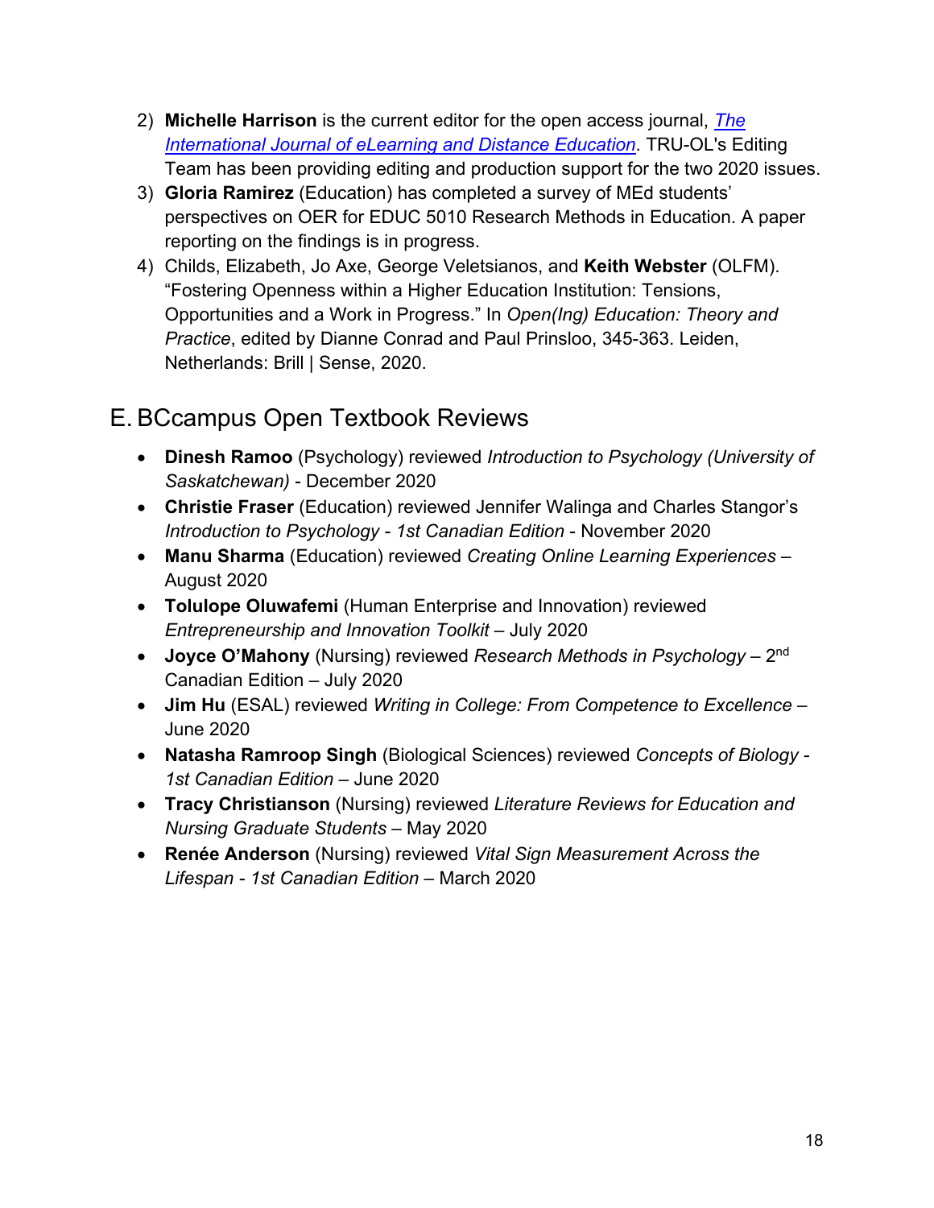2) **Michelle Harrison** is the current editor for the open access journal, [*The International Journal of eLearning and Distance Education*](). TRU-OL's Editing Team has been providing editing and production support for the two 2020 issues.
3) **Gloria Ramirez** (Education) has completed a survey of MEd students' perspectives on OER for EDUC 5010 Research Methods in Education. A paper reporting on the findings is in progress.
4) Childs, Elizabeth, Jo Axe, George Veletsianos, and **Keith Webster** (OLFM). "Fostering Openness within a Higher Education Institution: Tensions, Opportunities and a Work in Progress." In *Open(Ing) Education: Theory and Practice*, edited by Dianne Conrad and Paul Prinsloo, 345-363. Leiden, Netherlands: Brill | Sense, 2020.

## E. BCcampus Open Textbook Reviews

- **Dinesh Ramoo** (Psychology) reviewed *Introduction to Psychology (University of Saskatchewan)* - December 2020
- **Christie Fraser** (Education) reviewed Jennifer Walinga and Charles Stangor's *Introduction to Psychology - 1st Canadian Edition* - November 2020
- **Manu Sharma** (Education) reviewed *Creating Online Learning Experiences* – August 2020
- **Tolulope Oluwafemi** (Human Enterprise and Innovation) reviewed *Entrepreneurship and Innovation Toolkit* – July 2020
- **Joyce O'Mahony** (Nursing) reviewed *Research Methods in Psychology* – 2nd Canadian Edition – July 2020
- **Jim Hu** (ESAL) reviewed *Writing in College: From Competence to Excellence* – June 2020
- **Natasha Ramroop Singh** (Biological Sciences) reviewed *Concepts of Biology - 1st Canadian Edition* – June 2020
- **Tracy Christianson** (Nursing) reviewed *Literature Reviews for Education and Nursing Graduate Students* – May 2020
- **Renée Anderson** (Nursing) reviewed *Vital Sign Measurement Across the Lifespan - 1st Canadian Edition* – March 2020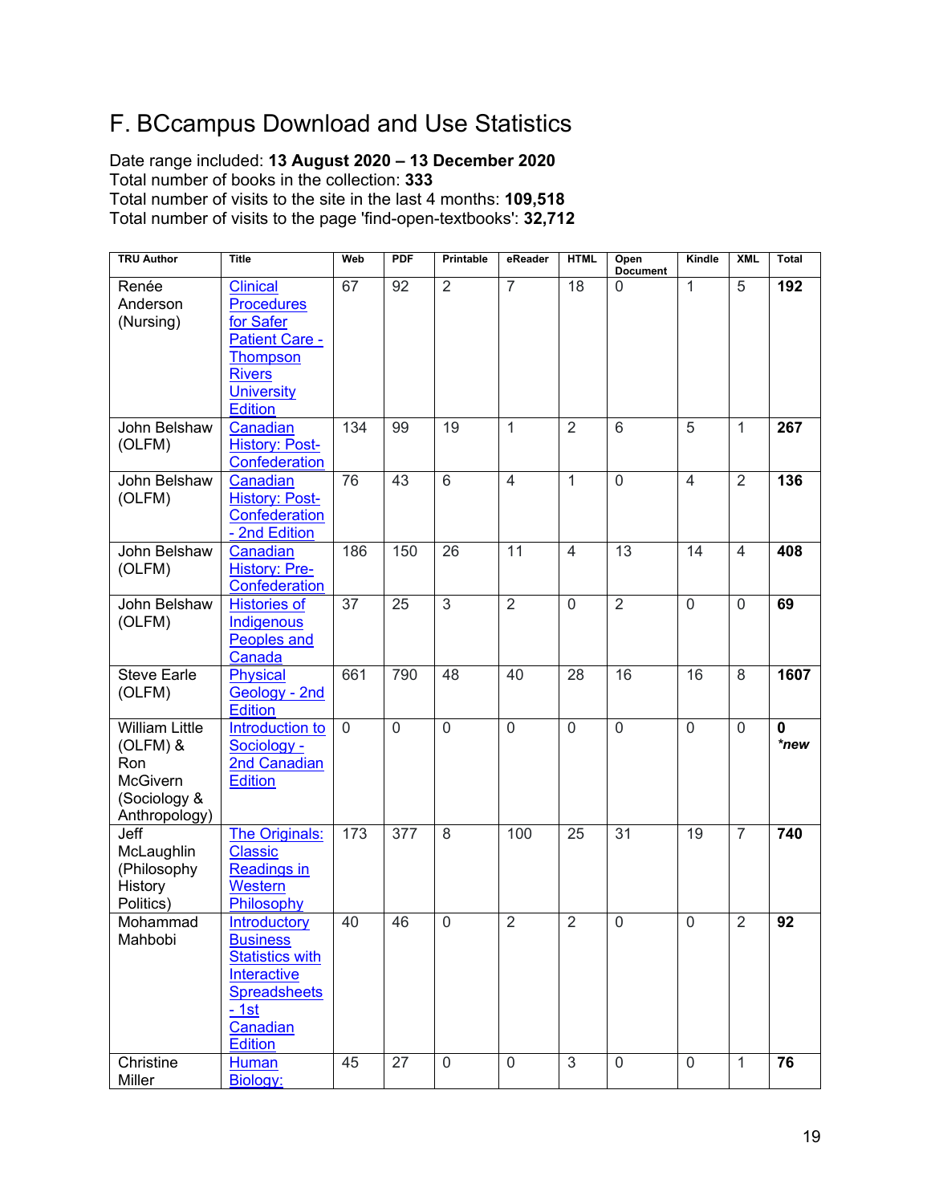## F. BCcampus Download and Use Statistics

Date range included: **13 August 2020 – 13 December 2020**
Total number of books in the collection: **333**
Total number of visits to the site in the last 4 months: **109,518**
Total number of visits to the page 'find-open-textbooks': **32,712**

| TRU Author | Title | Web | PDF | Printable | eReader | HTML | Open Document | Kindle | XML | Total |
|---|---|---|---|---|---|---|---|---|---|---|
| Renée Anderson (Nursing) | Clinical Procedures for Safer Patient Care - Thompson Rivers University Edition | 67 | 92 | 2 | 7 | 18 | 0 | 1 | 5 | **192** |
| John Belshaw (OLFM) | Canadian History: Post-Confederation | 134 | 99 | 19 | 1 | 2 | 6 | 5 | 1 | **267** |
| John Belshaw (OLFM) | Canadian History: Post-Confederation - 2nd Edition | 76 | 43 | 6 | 4 | 1 | 0 | 4 | 2 | **136** |
| John Belshaw (OLFM) | Canadian History: Pre-Confederation | 186 | 150 | 26 | 11 | 4 | 13 | 14 | 4 | **408** |
| John Belshaw (OLFM) | Histories of Indigenous Peoples and Canada | 37 | 25 | 3 | 2 | 0 | 2 | 0 | 0 | **69** |
| Steve Earle (OLFM) | Physical Geology - 2nd Edition | 661 | 790 | 48 | 40 | 28 | 16 | 16 | 8 | **1607** |
| William Little (OLFM) & Ron McGivern (Sociology & Anthropology) | Introduction to Sociology - 2nd Canadian Edition | 0 | 0 | 0 | 0 | 0 | 0 | 0 | 0 | **0** ***new** |
| Jeff McLaughlin (Philosophy History Politics) | The Originals: Classic Readings in Western Philosophy | 173 | 377 | 8 | 100 | 25 | 31 | 19 | 7 | **740** |
| Mohammad Mahbobi | Introductory Business Statistics with Interactive Spreadsheets - 1st Canadian Edition | 40 | 46 | 0 | 2 | 2 | 0 | 0 | 2 | **92** |
| Christine Miller | Human Biology: | 45 | 27 | 0 | 0 | 3 | 0 | 0 | 1 | **76** |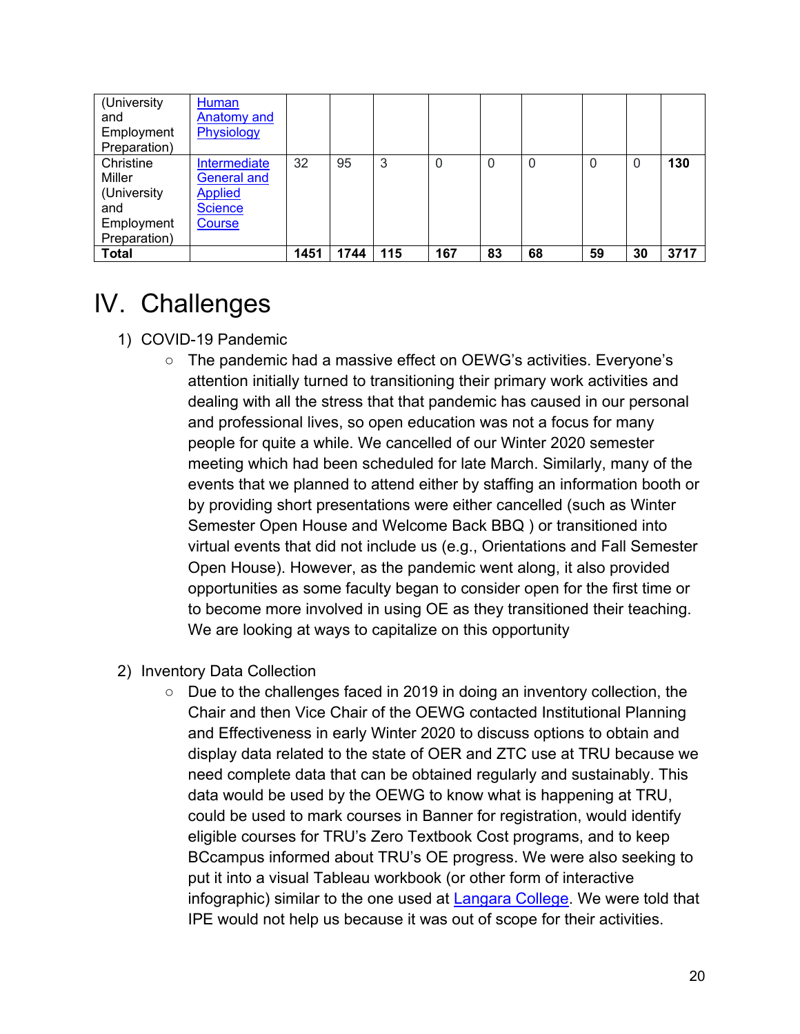| | | | | | | | | | | |
|---|---|---|---|---|---|---|---|---|---|---|
| (University and Employment Preparation) | Human Anatomy and Physiology | | | | | | | | | |
| Christine Miller (University and Employment Preparation) | Intermediate General and Applied Science Course | 32 | 95 | 3 | 0 | 0 | 0 | 0 | 0 | **130** |
| **Total** | | **1451** | **1744** | **115** | **167** | **83** | **68** | **59** | **30** | **3717** |

# IV. Challenges

1) COVID-19 Pandemic
   - The pandemic had a massive effect on OEWG's activities. Everyone's attention initially turned to transitioning their primary work activities and dealing with all the stress that that pandemic has caused in our personal and professional lives, so open education was not a focus for many people for quite a while. We cancelled of our Winter 2020 semester meeting which had been scheduled for late March. Similarly, many of the events that we planned to attend either by staffing an information booth or by providing short presentations were either cancelled (such as Winter Semester Open House and Welcome Back BBQ ) or transitioned into virtual events that did not include us (e.g., Orientations and Fall Semester Open House). However, as the pandemic went along, it also provided opportunities as some faculty began to consider open for the first time or to become more involved in using OE as they transitioned their teaching. We are looking at ways to capitalize on this opportunity

2) Inventory Data Collection
   - Due to the challenges faced in 2019 in doing an inventory collection, the Chair and then Vice Chair of the OEWG contacted Institutional Planning and Effectiveness in early Winter 2020 to discuss options to obtain and display data related to the state of OER and ZTC use at TRU because we need complete data that can be obtained regularly and sustainably. This data would be used by the OEWG to know what is happening at TRU, could be used to mark courses in Banner for registration, would identify eligible courses for TRU's Zero Textbook Cost programs, and to keep BCcampus informed about TRU's OE progress. We were also seeking to put it into a visual Tableau workbook (or other form of interactive infographic) similar to the one used at Langara College. We were told that IPE would not help us because it was out of scope for their activities.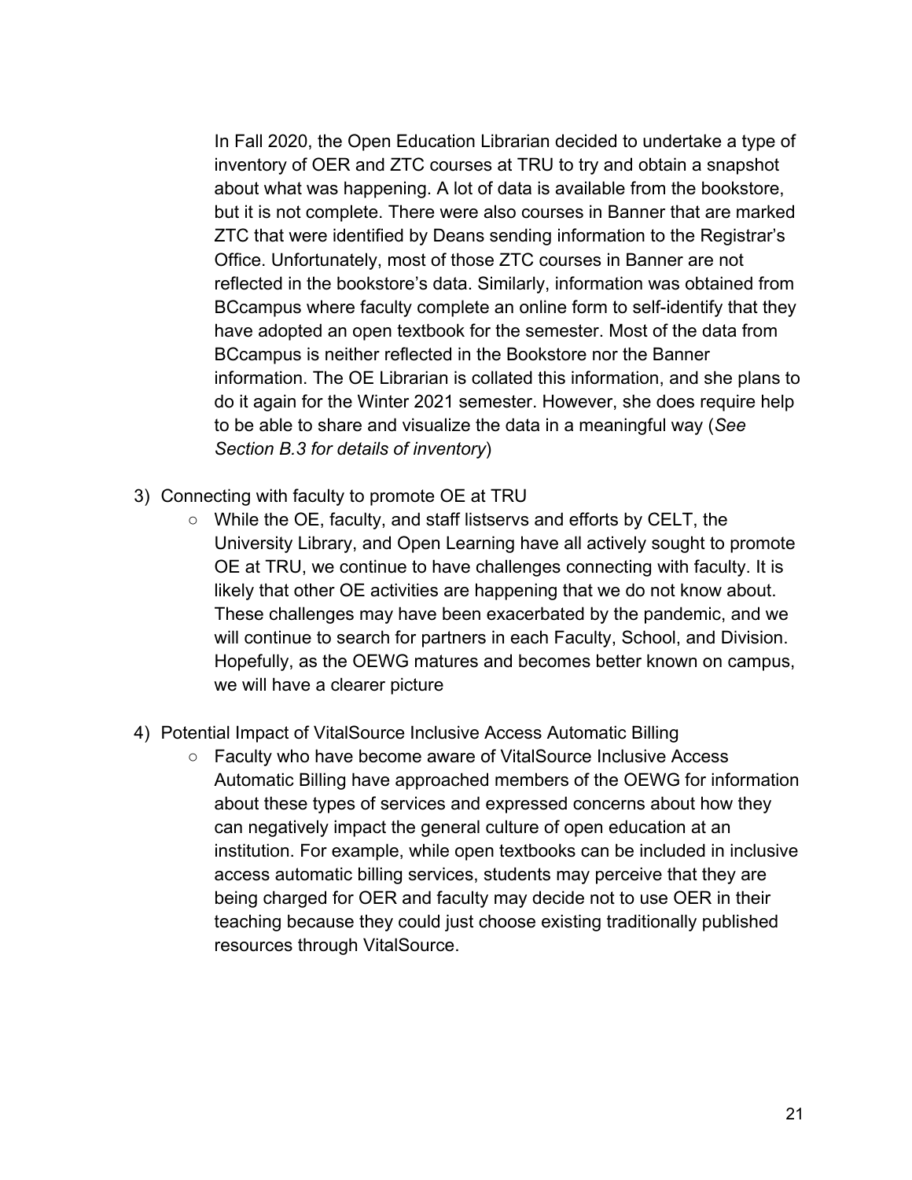In Fall 2020, the Open Education Librarian decided to undertake a type of inventory of OER and ZTC courses at TRU to try and obtain a snapshot about what was happening. A lot of data is available from the bookstore, but it is not complete. There were also courses in Banner that are marked ZTC that were identified by Deans sending information to the Registrar's Office. Unfortunately, most of those ZTC courses in Banner are not reflected in the bookstore's data. Similarly, information was obtained from BCcampus where faculty complete an online form to self-identify that they have adopted an open textbook for the semester. Most of the data from BCcampus is neither reflected in the Bookstore nor the Banner information. The OE Librarian is collated this information, and she plans to do it again for the Winter 2021 semester. However, she does require help to be able to share and visualize the data in a meaningful way (*See Section B.3 for details of inventory*)

3) Connecting with faculty to promote OE at TRU
   - While the OE, faculty, and staff listservs and efforts by CELT, the University Library, and Open Learning have all actively sought to promote OE at TRU, we continue to have challenges connecting with faculty. It is likely that other OE activities are happening that we do not know about. These challenges may have been exacerbated by the pandemic, and we will continue to search for partners in each Faculty, School, and Division. Hopefully, as the OEWG matures and becomes better known on campus, we will have a clearer picture

4) Potential Impact of VitalSource Inclusive Access Automatic Billing
   - Faculty who have become aware of VitalSource Inclusive Access Automatic Billing have approached members of the OEWG for information about these types of services and expressed concerns about how they can negatively impact the general culture of open education at an institution. For example, while open textbooks can be included in inclusive access automatic billing services, students may perceive that they are being charged for OER and faculty may decide not to use OER in their teaching because they could just choose existing traditionally published resources through VitalSource.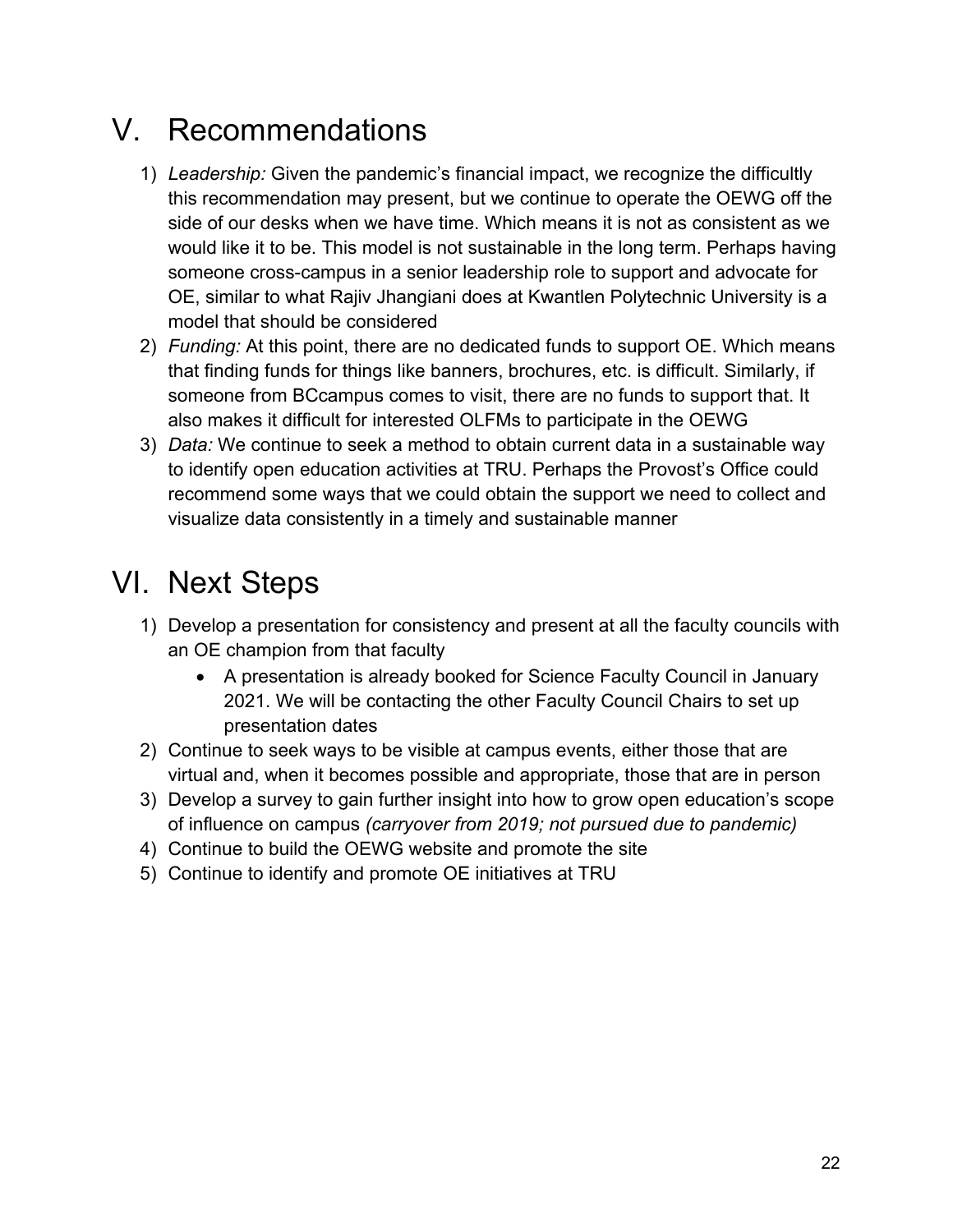# V. Recommendations

1) *Leadership:* Given the pandemic's financial impact, we recognize the difficultly this recommendation may present, but we continue to operate the OEWG off the side of our desks when we have time. Which means it is not as consistent as we would like it to be. This model is not sustainable in the long term. Perhaps having someone cross-campus in a senior leadership role to support and advocate for OE, similar to what Rajiv Jhangiani does at Kwantlen Polytechnic University is a model that should be considered
2) *Funding:* At this point, there are no dedicated funds to support OE. Which means that finding funds for things like banners, brochures, etc. is difficult. Similarly, if someone from BCcampus comes to visit, there are no funds to support that. It also makes it difficult for interested OLFMs to participate in the OEWG
3) *Data:* We continue to seek a method to obtain current data in a sustainable way to identify open education activities at TRU. Perhaps the Provost's Office could recommend some ways that we could obtain the support we need to collect and visualize data consistently in a timely and sustainable manner

# VI. Next Steps

1) Develop a presentation for consistency and present at all the faculty councils with an OE champion from that faculty
   - A presentation is already booked for Science Faculty Council in January 2021. We will be contacting the other Faculty Council Chairs to set up presentation dates
2) Continue to seek ways to be visible at campus events, either those that are virtual and, when it becomes possible and appropriate, those that are in person
3) Develop a survey to gain further insight into how to grow open education's scope of influence on campus *(carryover from 2019; not pursued due to pandemic)*
4) Continue to build the OEWG website and promote the site
5) Continue to identify and promote OE initiatives at TRU